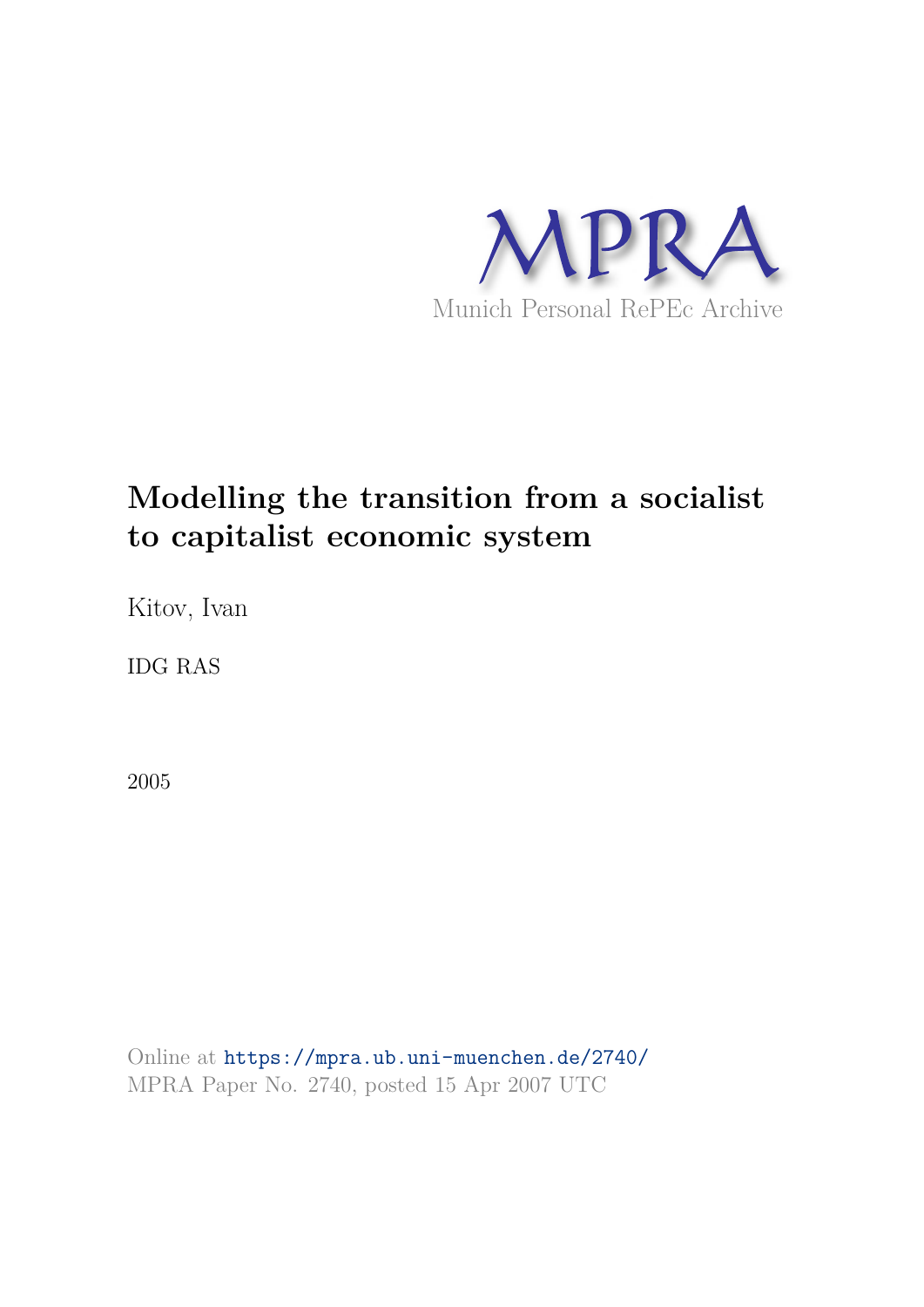MPRA

Munich Personal RePEc Archive

# Modelling the transition from a socialist to capitalist economic system

Kitov, Ivan

IDG RAS

2005

Online at https://mpra.ub.uni-muenchen.de/2740/
MPRA Paper No. 2740, posted 15 Apr 2007 UTC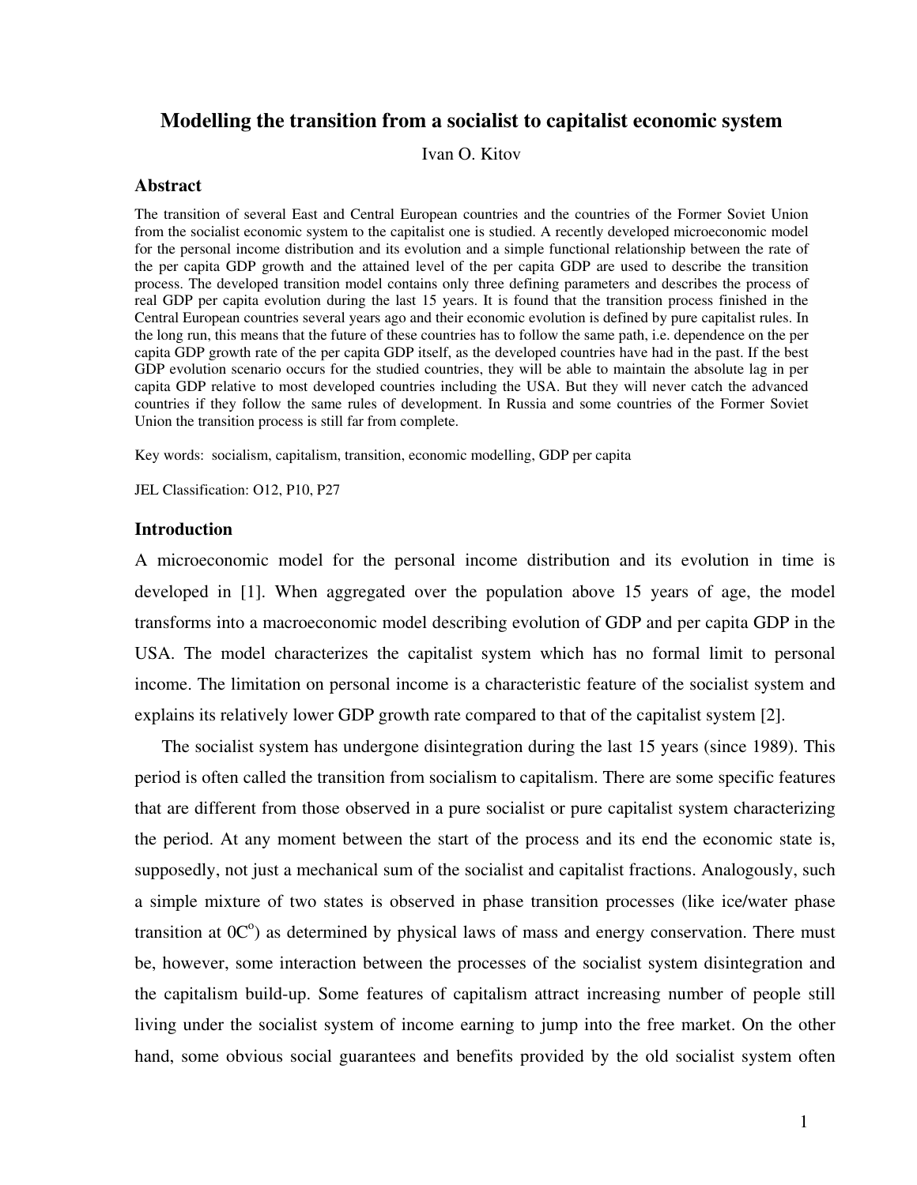# Modelling the transition from a socialist to capitalist economic system

Ivan O. Kitov

## Abstract

The transition of several East and Central European countries and the countries of the Former Soviet Union from the socialist economic system to the capitalist one is studied. A recently developed microeconomic model for the personal income distribution and its evolution and a simple functional relationship between the rate of the per capita GDP growth and the attained level of the per capita GDP are used to describe the transition process. The developed transition model contains only three defining parameters and describes the process of real GDP per capita evolution during the last 15 years. It is found that the transition process finished in the Central European countries several years ago and their economic evolution is defined by pure capitalist rules. In the long run, this means that the future of these countries has to follow the same path, i.e. dependence on the per capita GDP growth rate of the per capita GDP itself, as the developed countries have had in the past. If the best GDP evolution scenario occurs for the studied countries, they will be able to maintain the absolute lag in per capita GDP relative to most developed countries including the USA. But they will never catch the advanced countries if they follow the same rules of development. In Russia and some countries of the Former Soviet Union the transition process is still far from complete.

Key words: socialism, capitalism, transition, economic modelling, GDP per capita

JEL Classification: O12, P10, P27

## Introduction

A microeconomic model for the personal income distribution and its evolution in time is developed in [1]. When aggregated over the population above 15 years of age, the model transforms into a macroeconomic model describing evolution of GDP and per capita GDP in the USA. The model characterizes the capitalist system which has no formal limit to personal income. The limitation on personal income is a characteristic feature of the socialist system and explains its relatively lower GDP growth rate compared to that of the capitalist system [2].

The socialist system has undergone disintegration during the last 15 years (since 1989). This period is often called the transition from socialism to capitalism. There are some specific features that are different from those observed in a pure socialist or pure capitalist system characterizing the period. At any moment between the start of the process and its end the economic state is, supposedly, not just a mechanical sum of the socialist and capitalist fractions. Analogously, such a simple mixture of two states is observed in phase transition processes (like ice/water phase transition at 0C$^{o}$) as determined by physical laws of mass and energy conservation. There must be, however, some interaction between the processes of the socialist system disintegration and the capitalism build-up. Some features of capitalism attract increasing number of people still living under the socialist system of income earning to jump into the free market. On the other hand, some obvious social guarantees and benefits provided by the old socialist system often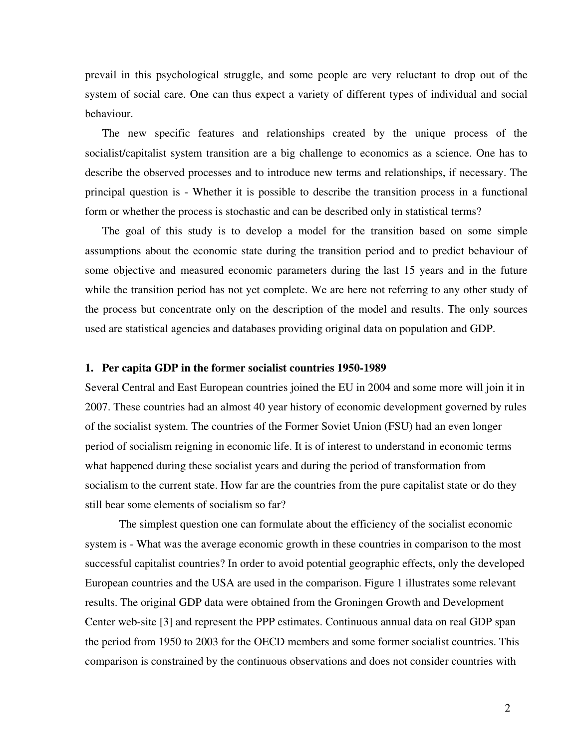prevail in this psychological struggle, and some people are very reluctant to drop out of the system of social care. One can thus expect a variety of different types of individual and social behaviour.

The new specific features and relationships created by the unique process of the socialist/capitalist system transition are a big challenge to economics as a science. One has to describe the observed processes and to introduce new terms and relationships, if necessary. The principal question is - Whether it is possible to describe the transition process in a functional form or whether the process is stochastic and can be described only in statistical terms?

The goal of this study is to develop a model for the transition based on some simple assumptions about the economic state during the transition period and to predict behaviour of some objective and measured economic parameters during the last 15 years and in the future while the transition period has not yet complete. We are here not referring to any other study of the process but concentrate only on the description of the model and results. The only sources used are statistical agencies and databases providing original data on population and GDP.

## 1. Per capita GDP in the former socialist countries 1950-1989

Several Central and East European countries joined the EU in 2004 and some more will join it in 2007. These countries had an almost 40 year history of economic development governed by rules of the socialist system. The countries of the Former Soviet Union (FSU) had an even longer period of socialism reigning in economic life. It is of interest to understand in economic terms what happened during these socialist years and during the period of transformation from socialism to the current state. How far are the countries from the pure capitalist state or do they still bear some elements of socialism so far?

The simplest question one can formulate about the efficiency of the socialist economic system is - What was the average economic growth in these countries in comparison to the most successful capitalist countries? In order to avoid potential geographic effects, only the developed European countries and the USA are used in the comparison. Figure 1 illustrates some relevant results. The original GDP data were obtained from the Groningen Growth and Development Center web-site [3] and represent the PPP estimates. Continuous annual data on real GDP span the period from 1950 to 2003 for the OECD members and some former socialist countries. This comparison is constrained by the continuous observations and does not consider countries with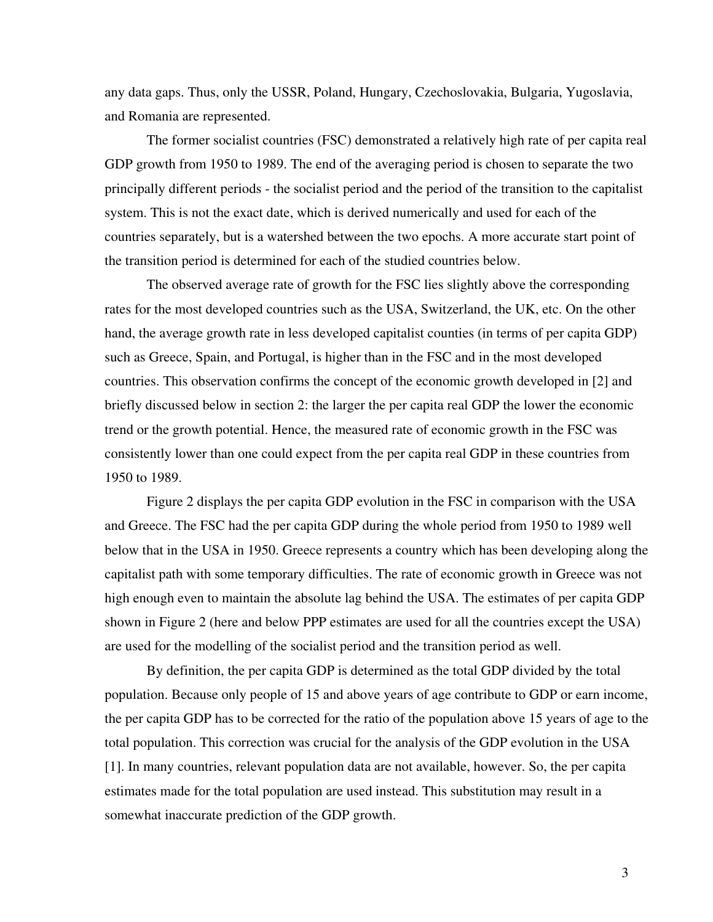any data gaps. Thus, only the USSR, Poland, Hungary, Czechoslovakia, Bulgaria, Yugoslavia, and Romania are represented.

The former socialist countries (FSC) demonstrated a relatively high rate of per capita real GDP growth from 1950 to 1989. The end of the averaging period is chosen to separate the two principally different periods - the socialist period and the period of the transition to the capitalist system. This is not the exact date, which is derived numerically and used for each of the countries separately, but is a watershed between the two epochs. A more accurate start point of the transition period is determined for each of the studied countries below.

The observed average rate of growth for the FSC lies slightly above the corresponding rates for the most developed countries such as the USA, Switzerland, the UK, etc. On the other hand, the average growth rate in less developed capitalist counties (in terms of per capita GDP) such as Greece, Spain, and Portugal, is higher than in the FSC and in the most developed countries. This observation confirms the concept of the economic growth developed in [2] and briefly discussed below in section 2: the larger the per capita real GDP the lower the economic trend or the growth potential. Hence, the measured rate of economic growth in the FSC was consistently lower than one could expect from the per capita real GDP in these countries from 1950 to 1989.

Figure 2 displays the per capita GDP evolution in the FSC in comparison with the USA and Greece. The FSC had the per capita GDP during the whole period from 1950 to 1989 well below that in the USA in 1950. Greece represents a country which has been developing along the capitalist path with some temporary difficulties. The rate of economic growth in Greece was not high enough even to maintain the absolute lag behind the USA. The estimates of per capita GDP shown in Figure 2 (here and below PPP estimates are used for all the countries except the USA) are used for the modelling of the socialist period and the transition period as well.

By definition, the per capita GDP is determined as the total GDP divided by the total population. Because only people of 15 and above years of age contribute to GDP or earn income, the per capita GDP has to be corrected for the ratio of the population above 15 years of age to the total population. This correction was crucial for the analysis of the GDP evolution in the USA [1]. In many countries, relevant population data are not available, however. So, the per capita estimates made for the total population are used instead. This substitution may result in a somewhat inaccurate prediction of the GDP growth.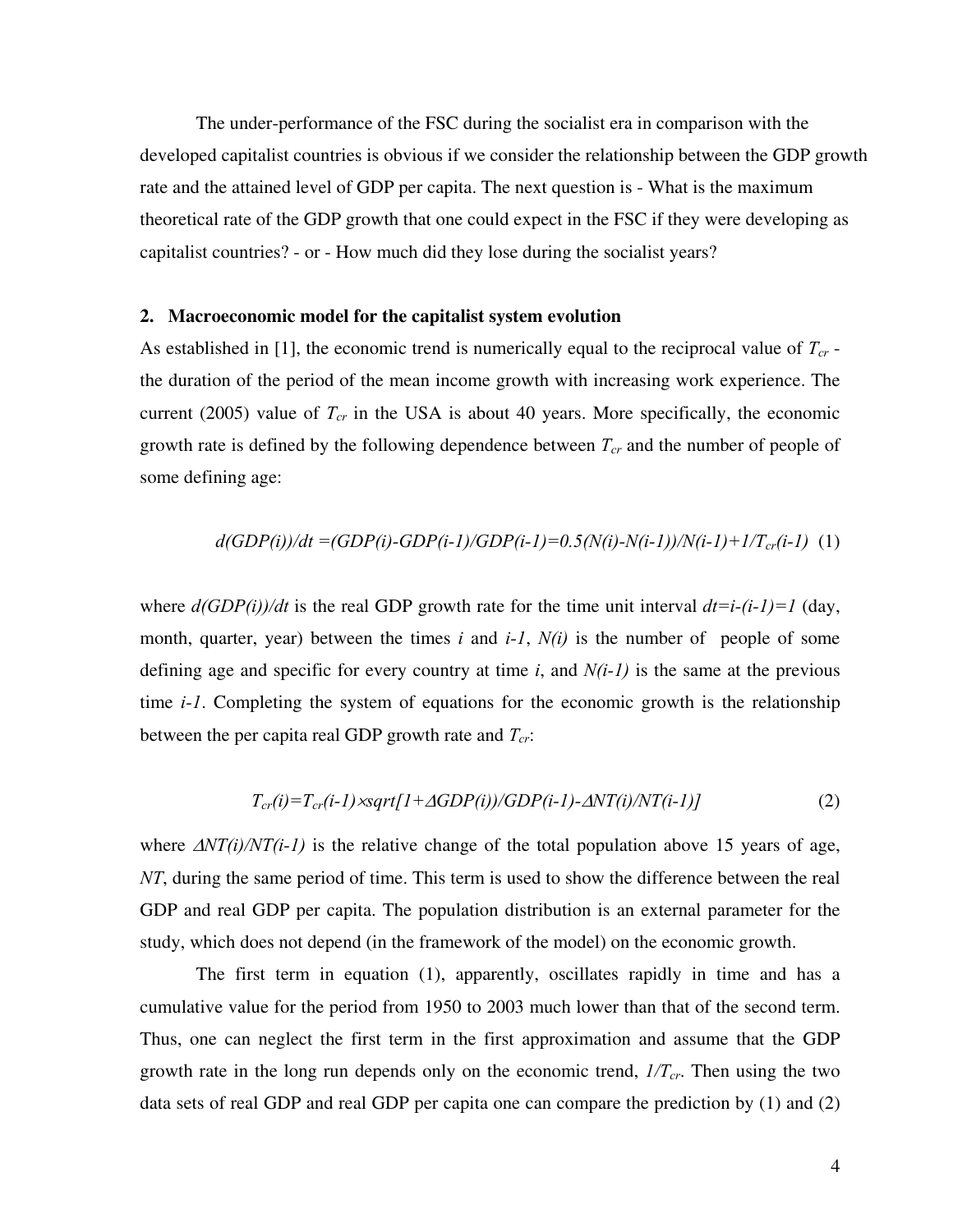The under-performance of the FSC during the socialist era in comparison with the developed capitalist countries is obvious if we consider the relationship between the GDP growth rate and the attained level of GDP per capita. The next question is - What is the maximum theoretical rate of the GDP growth that one could expect in the FSC if they were developing as capitalist countries? - or - How much did they lose during the socialist years?

## 2. Macroeconomic model for the capitalist system evolution

As established in [1], the economic trend is numerically equal to the reciprocal value of $T_{cr}$ - the duration of the period of the mean income growth with increasing work experience. The current (2005) value of $T_{cr}$ in the USA is about 40 years. More specifically, the economic growth rate is defined by the following dependence between $T_{cr}$ and the number of people of some defining age:

$$d(GDP(i))/dt = (GDP(i)-GDP(i-1)/GDP(i-1) = 0.5(N(i)-N(i-1))/N(i-1) + 1/T_{cr}(i-1) \quad (1)$$

where $d(GDP(i))/dt$ is the real GDP growth rate for the time unit interval $dt=i-(i-1)=1$ (day, month, quarter, year) between the times $i$ and $i-1$, $N(i)$ is the number of people of some defining age and specific for every country at time $i$, and $N(i-1)$ is the same at the previous time $i-1$. Completing the system of equations for the economic growth is the relationship between the per capita real GDP growth rate and $T_{cr}$:

$$T_{cr}(i) = T_{cr}(i-1) \times sqrt[1+\Delta GDP(i))/GDP(i-1) - \Delta NT(i)/NT(i-1)] \quad (2)$$

where $\Delta NT(i)/NT(i-1)$ is the relative change of the total population above 15 years of age, $NT$, during the same period of time. This term is used to show the difference between the real GDP and real GDP per capita. The population distribution is an external parameter for the study, which does not depend (in the framework of the model) on the economic growth.

The first term in equation (1), apparently, oscillates rapidly in time and has a cumulative value for the period from 1950 to 2003 much lower than that of the second term. Thus, one can neglect the first term in the first approximation and assume that the GDP growth rate in the long run depends only on the economic trend, $1/T_{cr}$. Then using the two data sets of real GDP and real GDP per capita one can compare the prediction by (1) and (2)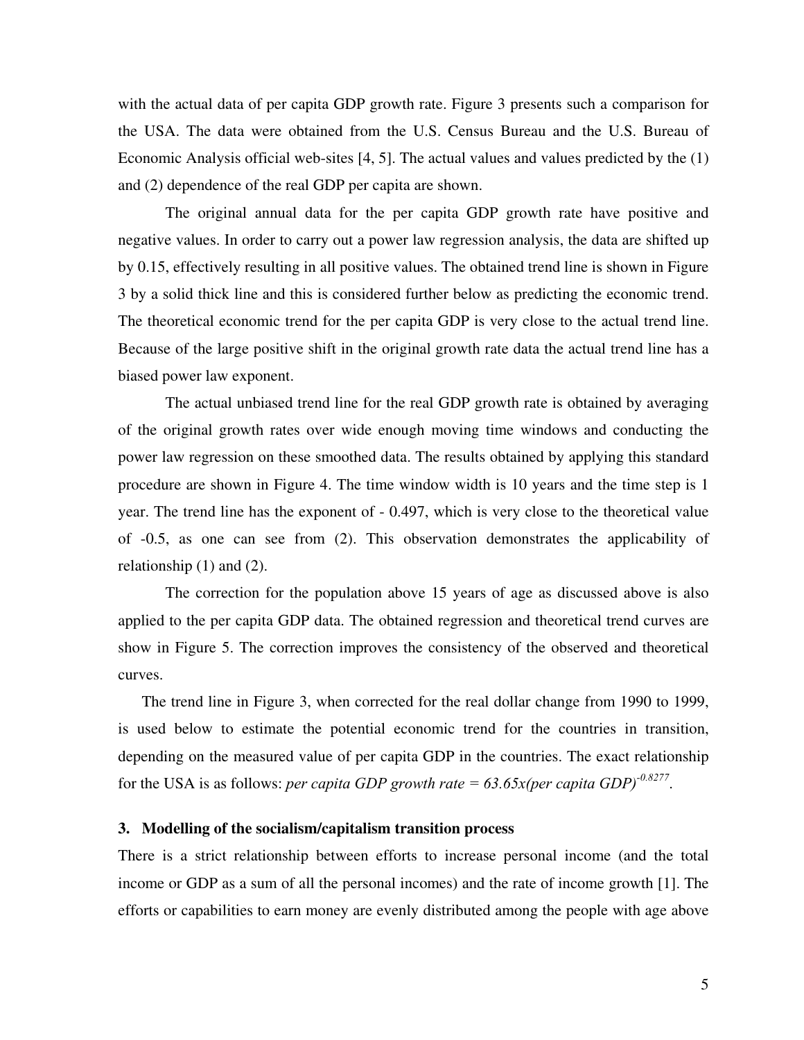with the actual data of per capita GDP growth rate. Figure 3 presents such a comparison for the USA. The data were obtained from the U.S. Census Bureau and the U.S. Bureau of Economic Analysis official web-sites [4, 5]. The actual values and values predicted by the (1) and (2) dependence of the real GDP per capita are shown.

The original annual data for the per capita GDP growth rate have positive and negative values. In order to carry out a power law regression analysis, the data are shifted up by 0.15, effectively resulting in all positive values. The obtained trend line is shown in Figure 3 by a solid thick line and this is considered further below as predicting the economic trend. The theoretical economic trend for the per capita GDP is very close to the actual trend line. Because of the large positive shift in the original growth rate data the actual trend line has a biased power law exponent.

The actual unbiased trend line for the real GDP growth rate is obtained by averaging of the original growth rates over wide enough moving time windows and conducting the power law regression on these smoothed data. The results obtained by applying this standard procedure are shown in Figure 4. The time window width is 10 years and the time step is 1 year. The trend line has the exponent of - 0.497, which is very close to the theoretical value of -0.5, as one can see from (2). This observation demonstrates the applicability of relationship (1) and (2).

The correction for the population above 15 years of age as discussed above is also applied to the per capita GDP data. The obtained regression and theoretical trend curves are show in Figure 5. The correction improves the consistency of the observed and theoretical curves.

The trend line in Figure 3, when corrected for the real dollar change from 1990 to 1999, is used below to estimate the potential economic trend for the countries in transition, depending on the measured value of per capita GDP in the countries. The exact relationship for the USA is as follows: *per capita GDP growth rate = 63.65x(per capita GDP)*$^{-0.8277}$.

### 3. Modelling of the socialism/capitalism transition process

There is a strict relationship between efforts to increase personal income (and the total income or GDP as a sum of all the personal incomes) and the rate of income growth [1]. The efforts or capabilities to earn money are evenly distributed among the people with age above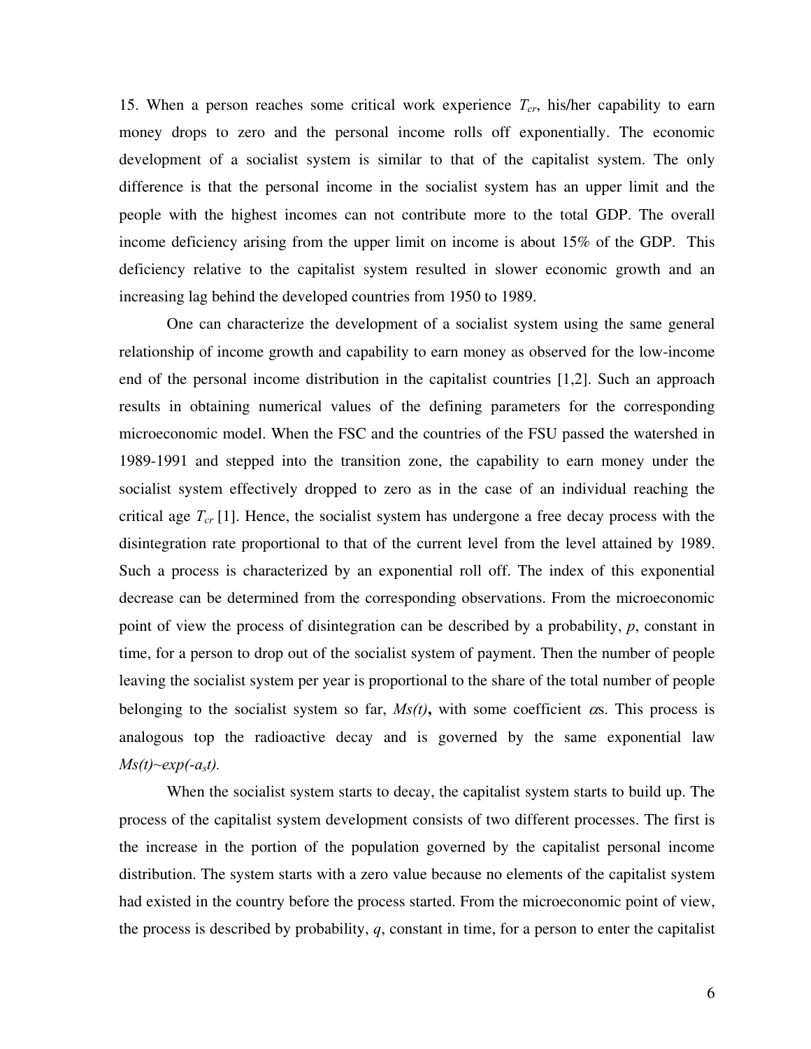15. When a person reaches some critical work experience $T_{cr}$, his/her capability to earn money drops to zero and the personal income rolls off exponentially. The economic development of a socialist system is similar to that of the capitalist system. The only difference is that the personal income in the socialist system has an upper limit and the people with the highest incomes can not contribute more to the total GDP. The overall income deficiency arising from the upper limit on income is about 15% of the GDP. This deficiency relative to the capitalist system resulted in slower economic growth and an increasing lag behind the developed countries from 1950 to 1989.

One can characterize the development of a socialist system using the same general relationship of income growth and capability to earn money as observed for the low-income end of the personal income distribution in the capitalist countries [1,2]. Such an approach results in obtaining numerical values of the defining parameters for the corresponding microeconomic model. When the FSC and the countries of the FSU passed the watershed in 1989-1991 and stepped into the transition zone, the capability to earn money under the socialist system effectively dropped to zero as in the case of an individual reaching the critical age $T_{cr}$ [1]. Hence, the socialist system has undergone a free decay process with the disintegration rate proportional to that of the current level from the level attained by 1989. Such a process is characterized by an exponential roll off. The index of this exponential decrease can be determined from the corresponding observations. From the microeconomic point of view the process of disintegration can be described by a probability, *p*, constant in time, for a person to drop out of the socialist system of payment. Then the number of people leaving the socialist system per year is proportional to the share of the total number of people belonging to the socialist system so far, $Ms(t)$**,** with some coefficient $\alpha$s. This process is analogous top the radioactive decay and is governed by the same exponential law $Ms(t) \sim exp(-a_s t)$.

When the socialist system starts to decay, the capitalist system starts to build up. The process of the capitalist system development consists of two different processes. The first is the increase in the portion of the population governed by the capitalist personal income distribution. The system starts with a zero value because no elements of the capitalist system had existed in the country before the process started. From the microeconomic point of view, the process is described by probability, *q*, constant in time, for a person to enter the capitalist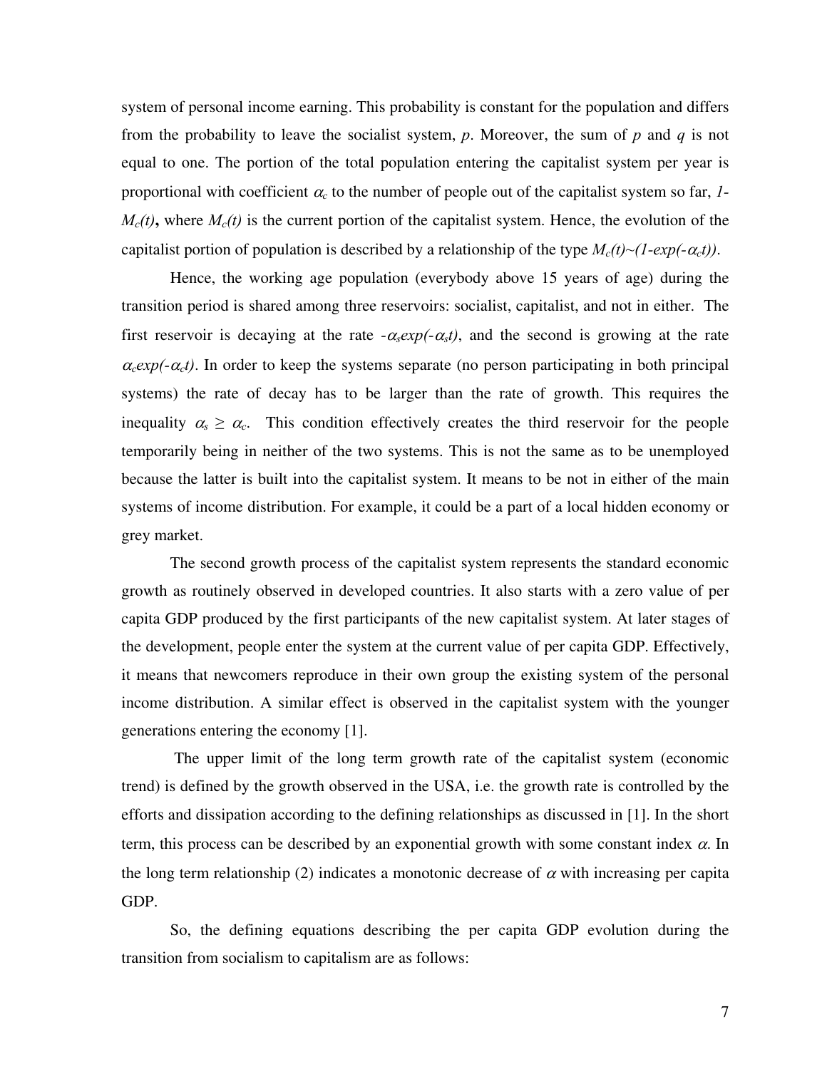system of personal income earning. This probability is constant for the population and differs from the probability to leave the socialist system, $p$. Moreover, the sum of $p$ and $q$ is not equal to one. The portion of the total population entering the capitalist system per year is proportional with coefficient $\alpha_c$ to the number of people out of the capitalist system so far, $1-M_c(t)$, where $M_c(t)$ is the current portion of the capitalist system. Hence, the evolution of the capitalist portion of population is described by a relationship of the type $M_c(t) \sim (1-exp(-\alpha_c t))$.

Hence, the working age population (everybody above 15 years of age) during the transition period is shared among three reservoirs: socialist, capitalist, and not in either. The first reservoir is decaying at the rate $-\alpha_s exp(-\alpha_s t)$, and the second is growing at the rate $\alpha_c exp(-\alpha_c t)$. In order to keep the systems separate (no person participating in both principal systems) the rate of decay has to be larger than the rate of growth. This requires the inequality $\alpha_s \geq \alpha_c$. This condition effectively creates the third reservoir for the people temporarily being in neither of the two systems. This is not the same as to be unemployed because the latter is built into the capitalist system. It means to be not in either of the main systems of income distribution. For example, it could be a part of a local hidden economy or grey market.

The second growth process of the capitalist system represents the standard economic growth as routinely observed in developed countries. It also starts with a zero value of per capita GDP produced by the first participants of the new capitalist system. At later stages of the development, people enter the system at the current value of per capita GDP. Effectively, it means that newcomers reproduce in their own group the existing system of the personal income distribution. A similar effect is observed in the capitalist system with the younger generations entering the economy [1].

The upper limit of the long term growth rate of the capitalist system (economic trend) is defined by the growth observed in the USA, i.e. the growth rate is controlled by the efforts and dissipation according to the defining relationships as discussed in [1]. In the short term, this process can be described by an exponential growth with some constant index $\alpha$. In the long term relationship (2) indicates a monotonic decrease of $\alpha$ with increasing per capita GDP.

So, the defining equations describing the per capita GDP evolution during the transition from socialism to capitalism are as follows: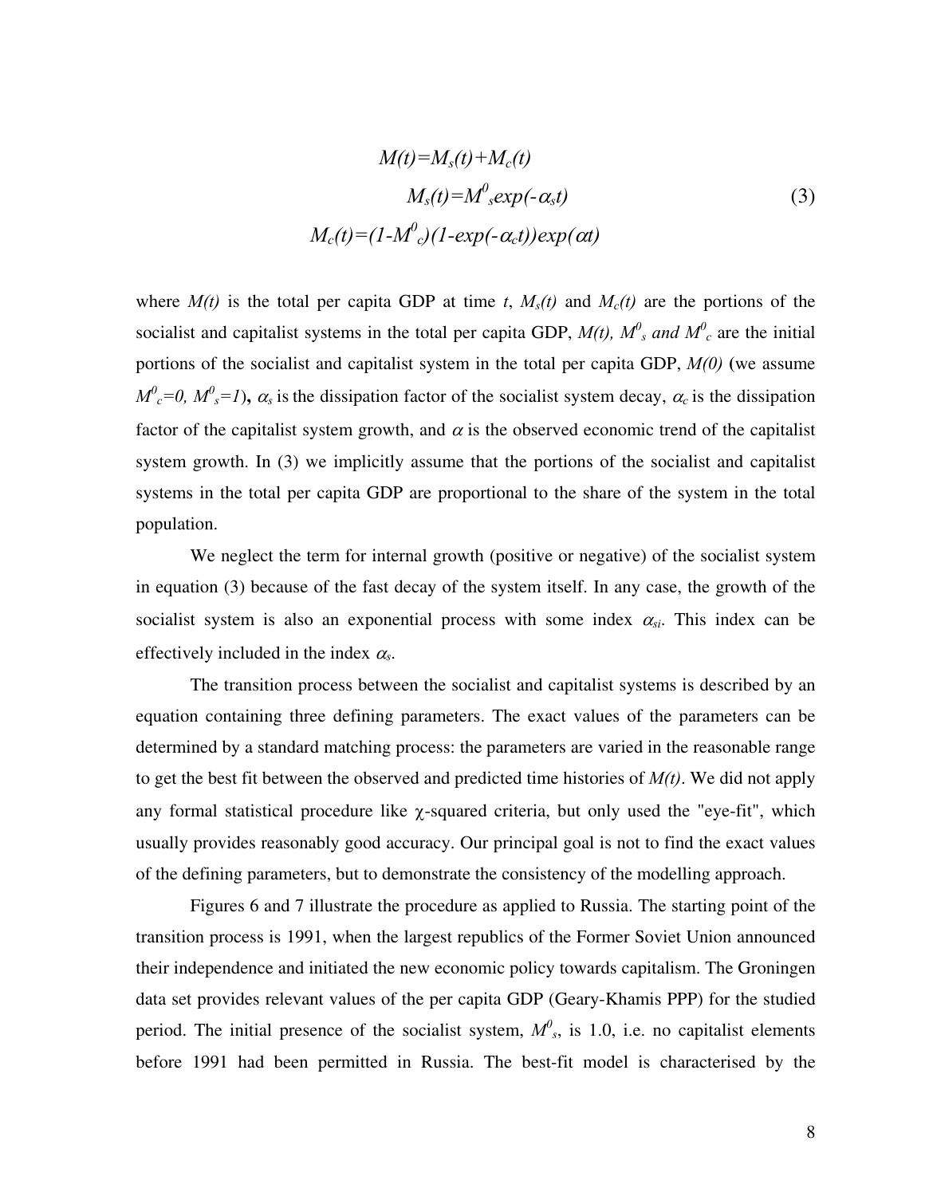$$M(t)=M_s(t)+M_c(t)$$

$$M_s(t)=M^0_s exp(-\alpha_s t) \tag{3}$$

$$M_c(t)=(1-M^0_c)(1-exp(-\alpha_c t))exp(\alpha t)$$

where $M(t)$ is the total per capita GDP at time $t$, $M_s(t)$ and $M_c(t)$ are the portions of the socialist and capitalist systems in the total per capita GDP, $M(t)$, $M^0_s$ and $M^0_c$ are the initial portions of the socialist and capitalist system in the total per capita GDP, $M(0)$ **(**we assume $M^0_c=0$, $M^0_s=1$**)**, $\alpha_s$ is the dissipation factor of the socialist system decay, $\alpha_c$ is the dissipation factor of the capitalist system growth, and $\alpha$ is the observed economic trend of the capitalist system growth. In (3) we implicitly assume that the portions of the socialist and capitalist systems in the total per capita GDP are proportional to the share of the system in the total population.

We neglect the term for internal growth (positive or negative) of the socialist system in equation (3) because of the fast decay of the system itself. In any case, the growth of the socialist system is also an exponential process with some index $\alpha_{si}$. This index can be effectively included in the index $\alpha_s$.

The transition process between the socialist and capitalist systems is described by an equation containing three defining parameters. The exact values of the parameters can be determined by a standard matching process: the parameters are varied in the reasonable range to get the best fit between the observed and predicted time histories of $M(t)$. We did not apply any formal statistical procedure like $\chi$-squared criteria, but only used the "eye-fit", which usually provides reasonably good accuracy. Our principal goal is not to find the exact values of the defining parameters, but to demonstrate the consistency of the modelling approach.

Figures 6 and 7 illustrate the procedure as applied to Russia. The starting point of the transition process is 1991, when the largest republics of the Former Soviet Union announced their independence and initiated the new economic policy towards capitalism. The Groningen data set provides relevant values of the per capita GDP (Geary-Khamis PPP) for the studied period. The initial presence of the socialist system, $M^0_s$, is 1.0, i.e. no capitalist elements before 1991 had been permitted in Russia. The best-fit model is characterised by the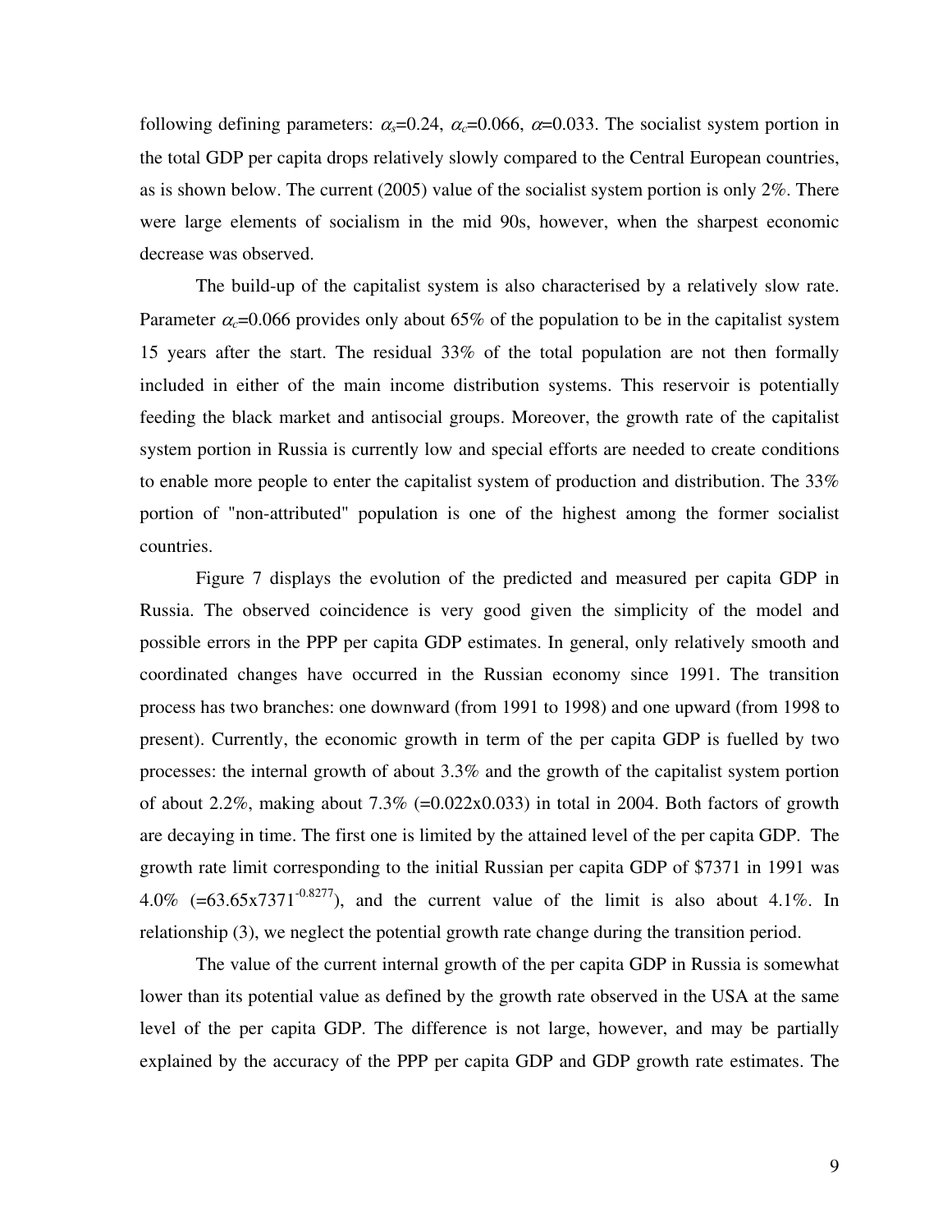following defining parameters: $\alpha_s$=0.24, $\alpha_c$=0.066, $\alpha$=0.033. The socialist system portion in the total GDP per capita drops relatively slowly compared to the Central European countries, as is shown below. The current (2005) value of the socialist system portion is only 2%. There were large elements of socialism in the mid 90s, however, when the sharpest economic decrease was observed.

The build-up of the capitalist system is also characterised by a relatively slow rate. Parameter $\alpha_c$=0.066 provides only about 65% of the population to be in the capitalist system 15 years after the start. The residual 33% of the total population are not then formally included in either of the main income distribution systems. This reservoir is potentially feeding the black market and antisocial groups. Moreover, the growth rate of the capitalist system portion in Russia is currently low and special efforts are needed to create conditions to enable more people to enter the capitalist system of production and distribution. The 33% portion of "non-attributed" population is one of the highest among the former socialist countries.

Figure 7 displays the evolution of the predicted and measured per capita GDP in Russia. The observed coincidence is very good given the simplicity of the model and possible errors in the PPP per capita GDP estimates. In general, only relatively smooth and coordinated changes have occurred in the Russian economy since 1991. The transition process has two branches: one downward (from 1991 to 1998) and one upward (from 1998 to present). Currently, the economic growth in term of the per capita GDP is fuelled by two processes: the internal growth of about 3.3% and the growth of the capitalist system portion of about 2.2%, making about 7.3% (=0.022x0.033) in total in 2004. Both factors of growth are decaying in time. The first one is limited by the attained level of the per capita GDP. The growth rate limit corresponding to the initial Russian per capita GDP of \$7371 in 1991 was 4.0% ($=63.65 \times 7371^{-0.8277}$), and the current value of the limit is also about 4.1%. In relationship (3), we neglect the potential growth rate change during the transition period.

The value of the current internal growth of the per capita GDP in Russia is somewhat lower than its potential value as defined by the growth rate observed in the USA at the same level of the per capita GDP. The difference is not large, however, and may be partially explained by the accuracy of the PPP per capita GDP and GDP growth rate estimates. The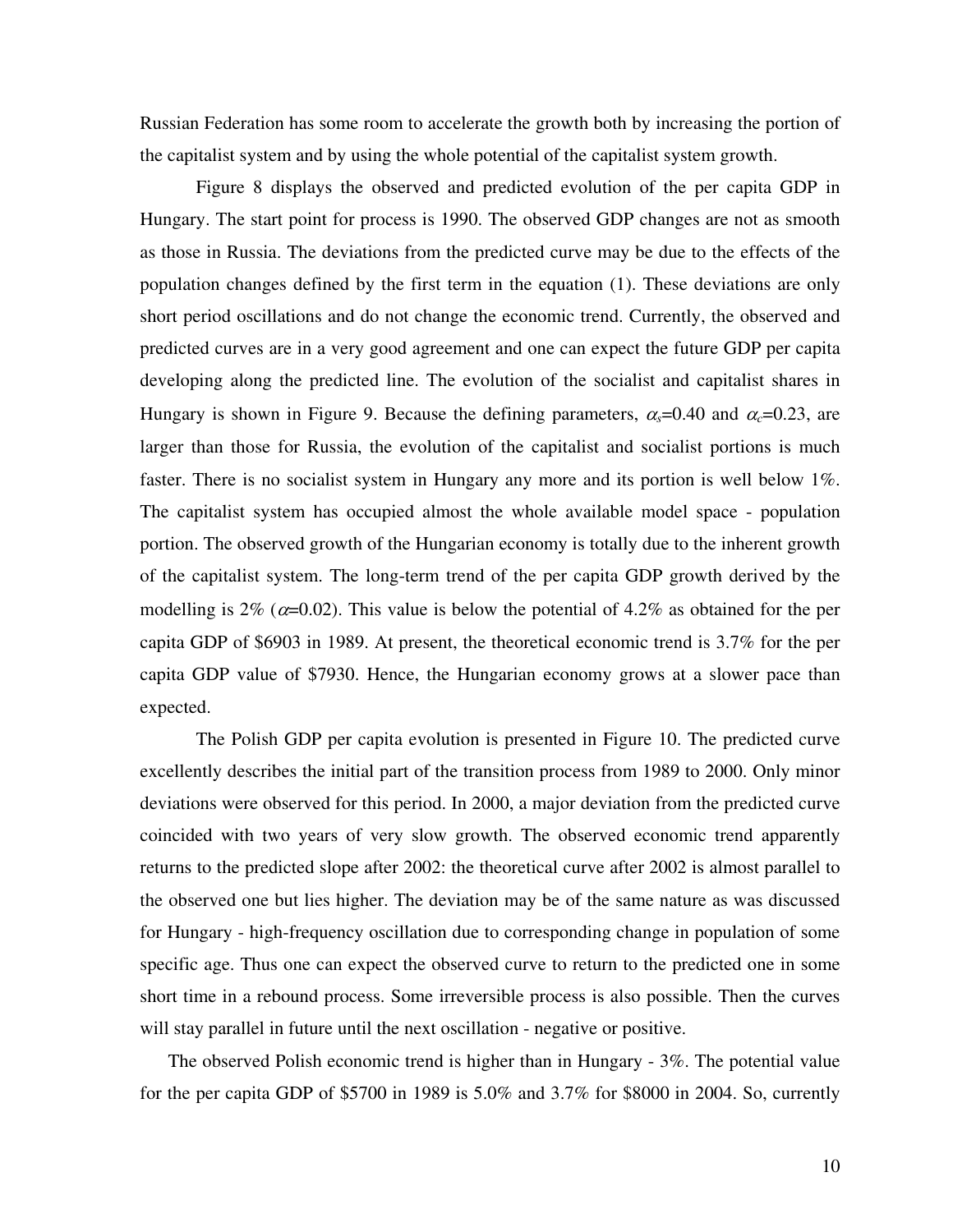Russian Federation has some room to accelerate the growth both by increasing the portion of the capitalist system and by using the whole potential of the capitalist system growth.

Figure 8 displays the observed and predicted evolution of the per capita GDP in Hungary. The start point for process is 1990. The observed GDP changes are not as smooth as those in Russia. The deviations from the predicted curve may be due to the effects of the population changes defined by the first term in the equation (1). These deviations are only short period oscillations and do not change the economic trend. Currently, the observed and predicted curves are in a very good agreement and one can expect the future GDP per capita developing along the predicted line. The evolution of the socialist and capitalist shares in Hungary is shown in Figure 9. Because the defining parameters, $\alpha_s$=0.40 and $\alpha_c$=0.23, are larger than those for Russia, the evolution of the capitalist and socialist portions is much faster. There is no socialist system in Hungary any more and its portion is well below 1%. The capitalist system has occupied almost the whole available model space - population portion. The observed growth of the Hungarian economy is totally due to the inherent growth of the capitalist system. The long-term trend of the per capita GDP growth derived by the modelling is 2% ($\alpha$=0.02). This value is below the potential of 4.2% as obtained for the per capita GDP of $6903 in 1989. At present, the theoretical economic trend is 3.7% for the per capita GDP value of $7930. Hence, the Hungarian economy grows at a slower pace than expected.

The Polish GDP per capita evolution is presented in Figure 10. The predicted curve excellently describes the initial part of the transition process from 1989 to 2000. Only minor deviations were observed for this period. In 2000, a major deviation from the predicted curve coincided with two years of very slow growth. The observed economic trend apparently returns to the predicted slope after 2002: the theoretical curve after 2002 is almost parallel to the observed one but lies higher. The deviation may be of the same nature as was discussed for Hungary - high-frequency oscillation due to corresponding change in population of some specific age. Thus one can expect the observed curve to return to the predicted one in some short time in a rebound process. Some irreversible process is also possible. Then the curves will stay parallel in future until the next oscillation - negative or positive.

The observed Polish economic trend is higher than in Hungary - 3%. The potential value for the per capita GDP of $5700 in 1989 is 5.0% and 3.7% for $8000 in 2004. So, currently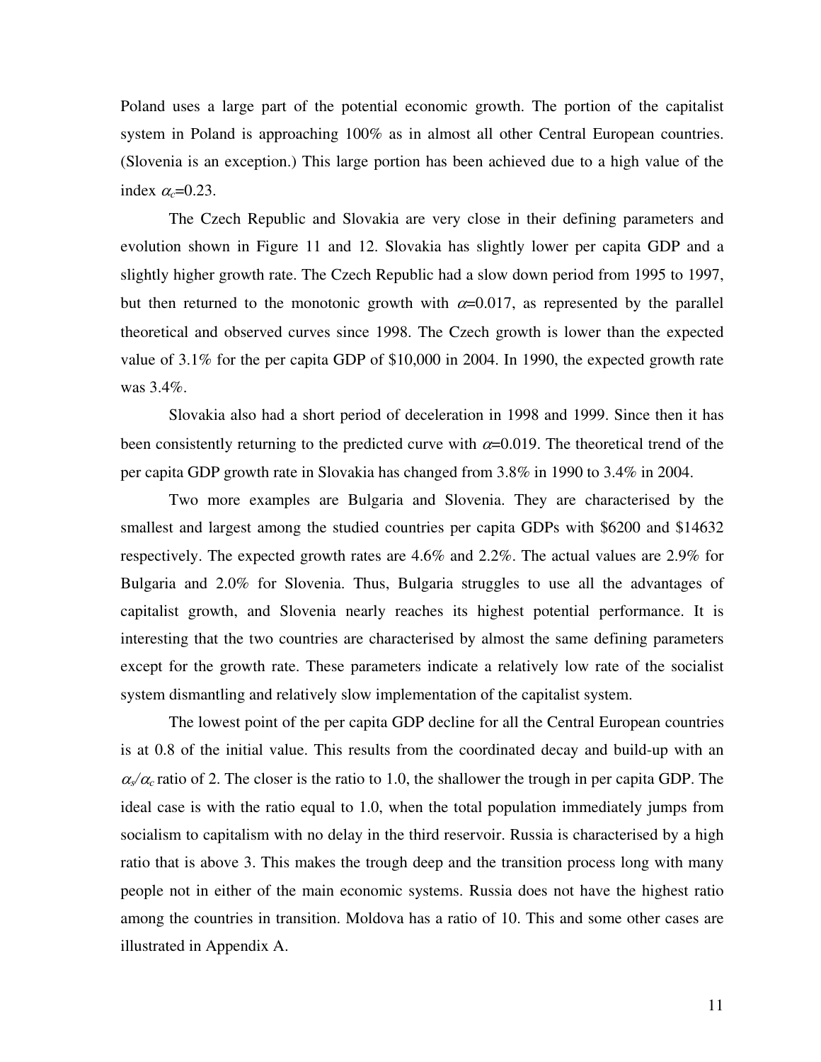Poland uses a large part of the potential economic growth. The portion of the capitalist system in Poland is approaching 100% as in almost all other Central European countries. (Slovenia is an exception.) This large portion has been achieved due to a high value of the index $\alpha_c$=0.23.

The Czech Republic and Slovakia are very close in their defining parameters and evolution shown in Figure 11 and 12. Slovakia has slightly lower per capita GDP and a slightly higher growth rate. The Czech Republic had a slow down period from 1995 to 1997, but then returned to the monotonic growth with $\alpha$=0.017, as represented by the parallel theoretical and observed curves since 1998. The Czech growth is lower than the expected value of 3.1% for the per capita GDP of $10,000 in 2004. In 1990, the expected growth rate was 3.4%.

Slovakia also had a short period of deceleration in 1998 and 1999. Since then it has been consistently returning to the predicted curve with $\alpha$=0.019. The theoretical trend of the per capita GDP growth rate in Slovakia has changed from 3.8% in 1990 to 3.4% in 2004.

Two more examples are Bulgaria and Slovenia. They are characterised by the smallest and largest among the studied countries per capita GDPs with $6200 and $14632 respectively. The expected growth rates are 4.6% and 2.2%. The actual values are 2.9% for Bulgaria and 2.0% for Slovenia. Thus, Bulgaria struggles to use all the advantages of capitalist growth, and Slovenia nearly reaches its highest potential performance. It is interesting that the two countries are characterised by almost the same defining parameters except for the growth rate. These parameters indicate a relatively low rate of the socialist system dismantling and relatively slow implementation of the capitalist system.

The lowest point of the per capita GDP decline for all the Central European countries is at 0.8 of the initial value. This results from the coordinated decay and build-up with an $\alpha_s/\alpha_c$ ratio of 2. The closer is the ratio to 1.0, the shallower the trough in per capita GDP. The ideal case is with the ratio equal to 1.0, when the total population immediately jumps from socialism to capitalism with no delay in the third reservoir. Russia is characterised by a high ratio that is above 3. This makes the trough deep and the transition process long with many people not in either of the main economic systems. Russia does not have the highest ratio among the countries in transition. Moldova has a ratio of 10. This and some other cases are illustrated in Appendix A.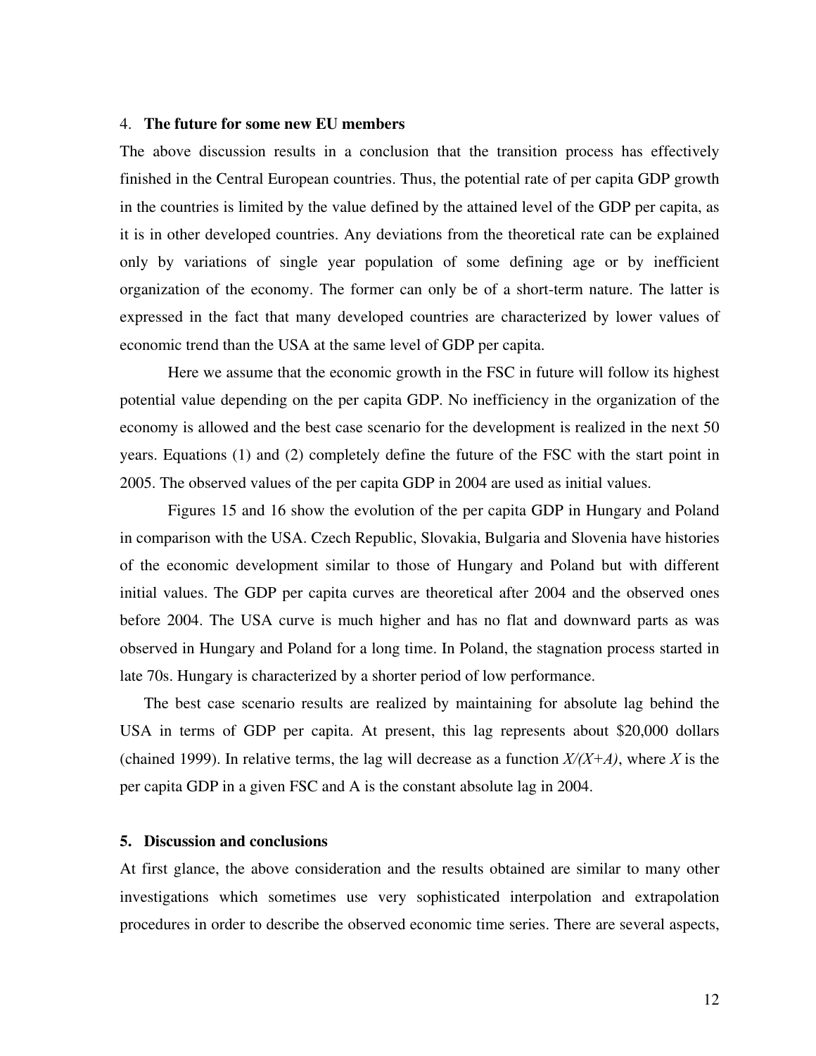## 4. **The future for some new EU members**

The above discussion results in a conclusion that the transition process has effectively finished in the Central European countries. Thus, the potential rate of per capita GDP growth in the countries is limited by the value defined by the attained level of the GDP per capita, as it is in other developed countries. Any deviations from the theoretical rate can be explained only by variations of single year population of some defining age or by inefficient organization of the economy. The former can only be of a short-term nature. The latter is expressed in the fact that many developed countries are characterized by lower values of economic trend than the USA at the same level of GDP per capita.

Here we assume that the economic growth in the FSC in future will follow its highest potential value depending on the per capita GDP. No inefficiency in the organization of the economy is allowed and the best case scenario for the development is realized in the next 50 years. Equations (1) and (2) completely define the future of the FSC with the start point in 2005. The observed values of the per capita GDP in 2004 are used as initial values.

Figures 15 and 16 show the evolution of the per capita GDP in Hungary and Poland in comparison with the USA. Czech Republic, Slovakia, Bulgaria and Slovenia have histories of the economic development similar to those of Hungary and Poland but with different initial values. The GDP per capita curves are theoretical after 2004 and the observed ones before 2004. The USA curve is much higher and has no flat and downward parts as was observed in Hungary and Poland for a long time. In Poland, the stagnation process started in late 70s. Hungary is characterized by a shorter period of low performance.

The best case scenario results are realized by maintaining for absolute lag behind the USA in terms of GDP per capita. At present, this lag represents about $20,000 dollars (chained 1999). In relative terms, the lag will decrease as a function $X/(X+A)$, where $X$ is the per capita GDP in a given FSC and A is the constant absolute lag in 2004.

## 5. **Discussion and conclusions**

At first glance, the above consideration and the results obtained are similar to many other investigations which sometimes use very sophisticated interpolation and extrapolation procedures in order to describe the observed economic time series. There are several aspects,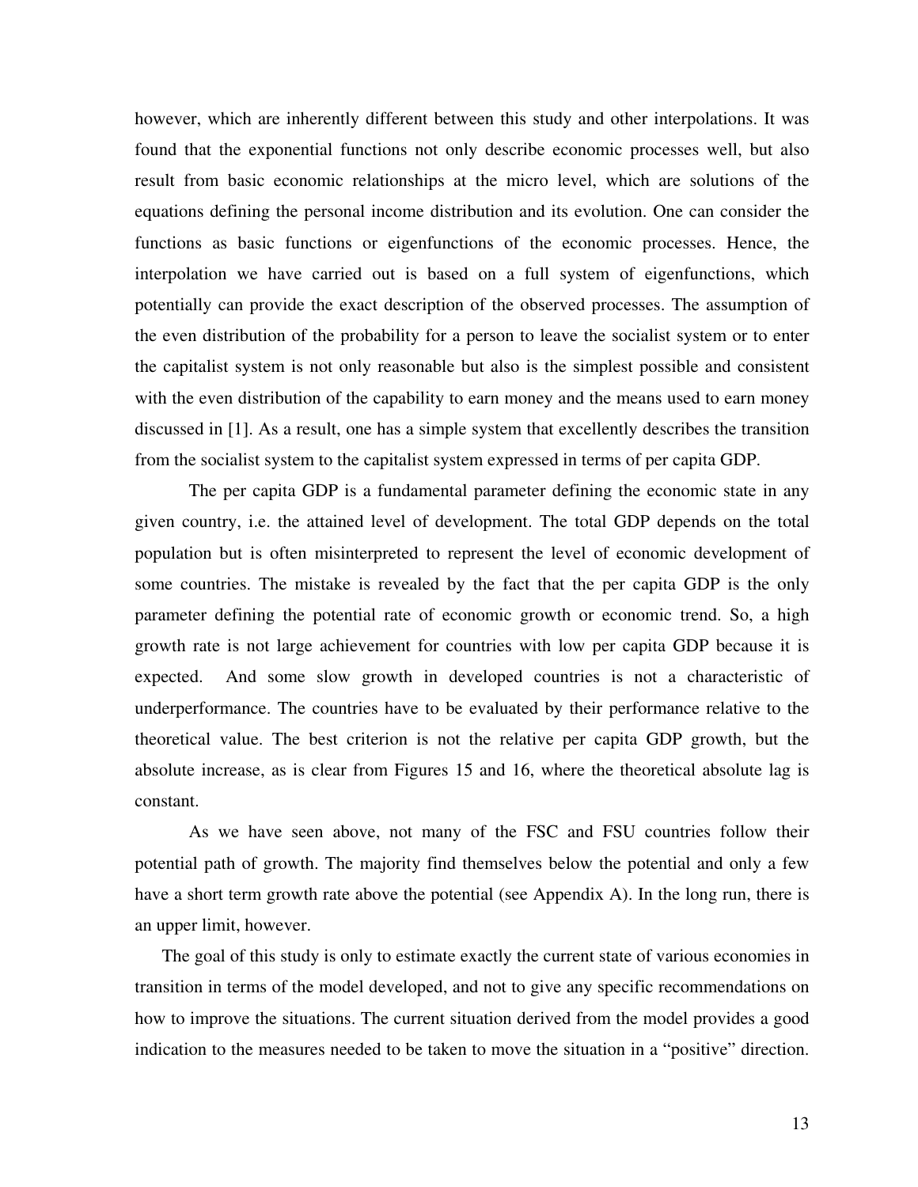however, which are inherently different between this study and other interpolations. It was found that the exponential functions not only describe economic processes well, but also result from basic economic relationships at the micro level, which are solutions of the equations defining the personal income distribution and its evolution. One can consider the functions as basic functions or eigenfunctions of the economic processes. Hence, the interpolation we have carried out is based on a full system of eigenfunctions, which potentially can provide the exact description of the observed processes. The assumption of the even distribution of the probability for a person to leave the socialist system or to enter the capitalist system is not only reasonable but also is the simplest possible and consistent with the even distribution of the capability to earn money and the means used to earn money discussed in [1]. As a result, one has a simple system that excellently describes the transition from the socialist system to the capitalist system expressed in terms of per capita GDP.

The per capita GDP is a fundamental parameter defining the economic state in any given country, i.e. the attained level of development. The total GDP depends on the total population but is often misinterpreted to represent the level of economic development of some countries. The mistake is revealed by the fact that the per capita GDP is the only parameter defining the potential rate of economic growth or economic trend. So, a high growth rate is not large achievement for countries with low per capita GDP because it is expected. And some slow growth in developed countries is not a characteristic of underperformance. The countries have to be evaluated by their performance relative to the theoretical value. The best criterion is not the relative per capita GDP growth, but the absolute increase, as is clear from Figures 15 and 16, where the theoretical absolute lag is constant.

As we have seen above, not many of the FSC and FSU countries follow their potential path of growth. The majority find themselves below the potential and only a few have a short term growth rate above the potential (see Appendix A). In the long run, there is an upper limit, however.

The goal of this study is only to estimate exactly the current state of various economies in transition in terms of the model developed, and not to give any specific recommendations on how to improve the situations. The current situation derived from the model provides a good indication to the measures needed to be taken to move the situation in a "positive" direction.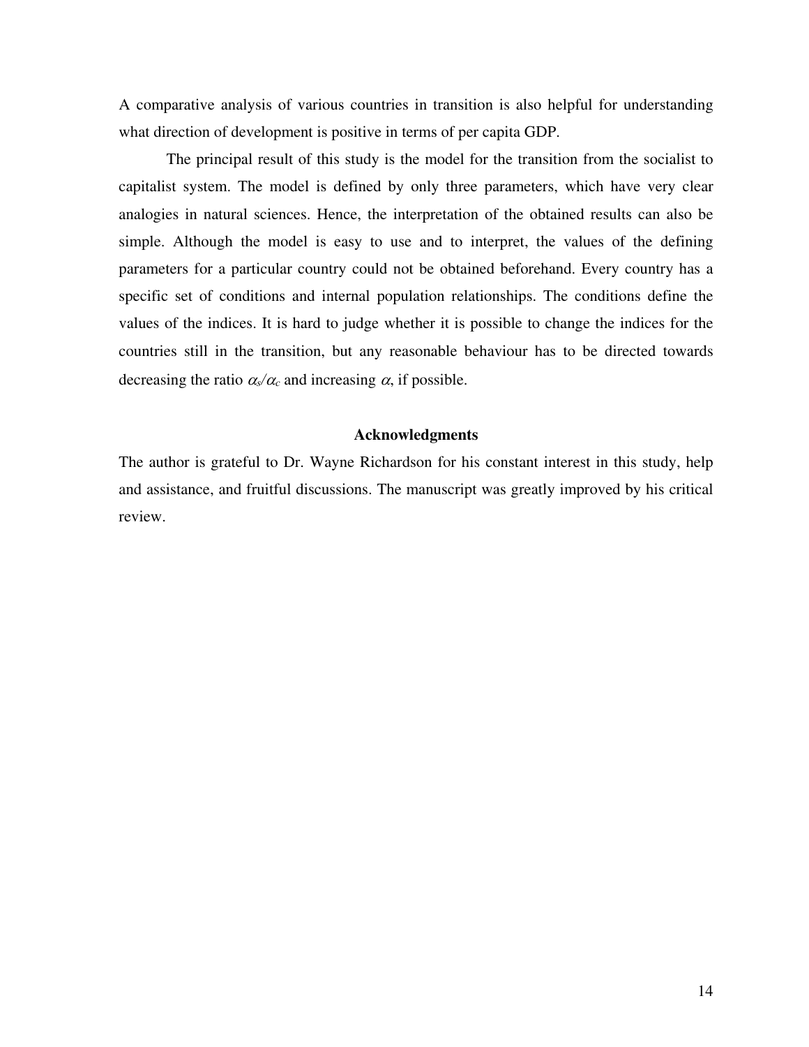A comparative analysis of various countries in transition is also helpful for understanding what direction of development is positive in terms of per capita GDP.

The principal result of this study is the model for the transition from the socialist to capitalist system. The model is defined by only three parameters, which have very clear analogies in natural sciences. Hence, the interpretation of the obtained results can also be simple. Although the model is easy to use and to interpret, the values of the defining parameters for a particular country could not be obtained beforehand. Every country has a specific set of conditions and internal population relationships. The conditions define the values of the indices. It is hard to judge whether it is possible to change the indices for the countries still in the transition, but any reasonable behaviour has to be directed towards decreasing the ratio $\alpha_s/\alpha_c$ and increasing $\alpha$, if possible.

### Acknowledgments

The author is grateful to Dr. Wayne Richardson for his constant interest in this study, help and assistance, and fruitful discussions. The manuscript was greatly improved by his critical review.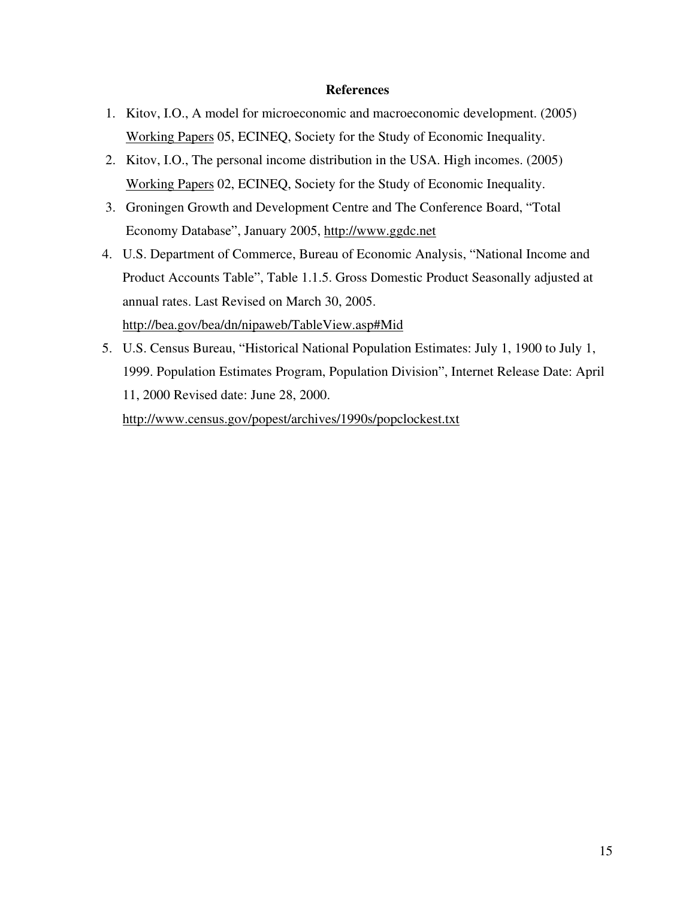## References

1. Kitov, I.O., A model for microeconomic and macroeconomic development. (2005) Working Papers 05, ECINEQ, Society for the Study of Economic Inequality.
2. Kitov, I.O., The personal income distribution in the USA. High incomes. (2005) Working Papers 02, ECINEQ, Society for the Study of Economic Inequality.
3. Groningen Growth and Development Centre and The Conference Board, "Total Economy Database", January 2005, http://www.ggdc.net
4. U.S. Department of Commerce, Bureau of Economic Analysis, "National Income and Product Accounts Table", Table 1.1.5. Gross Domestic Product Seasonally adjusted at annual rates. Last Revised on March 30, 2005. http://bea.gov/bea/dn/nipaweb/TableView.asp#Mid
5. U.S. Census Bureau, "Historical National Population Estimates: July 1, 1900 to July 1, 1999. Population Estimates Program, Population Division", Internet Release Date: April 11, 2000 Revised date: June 28, 2000. http://www.census.gov/popest/archives/1990s/popclockest.txt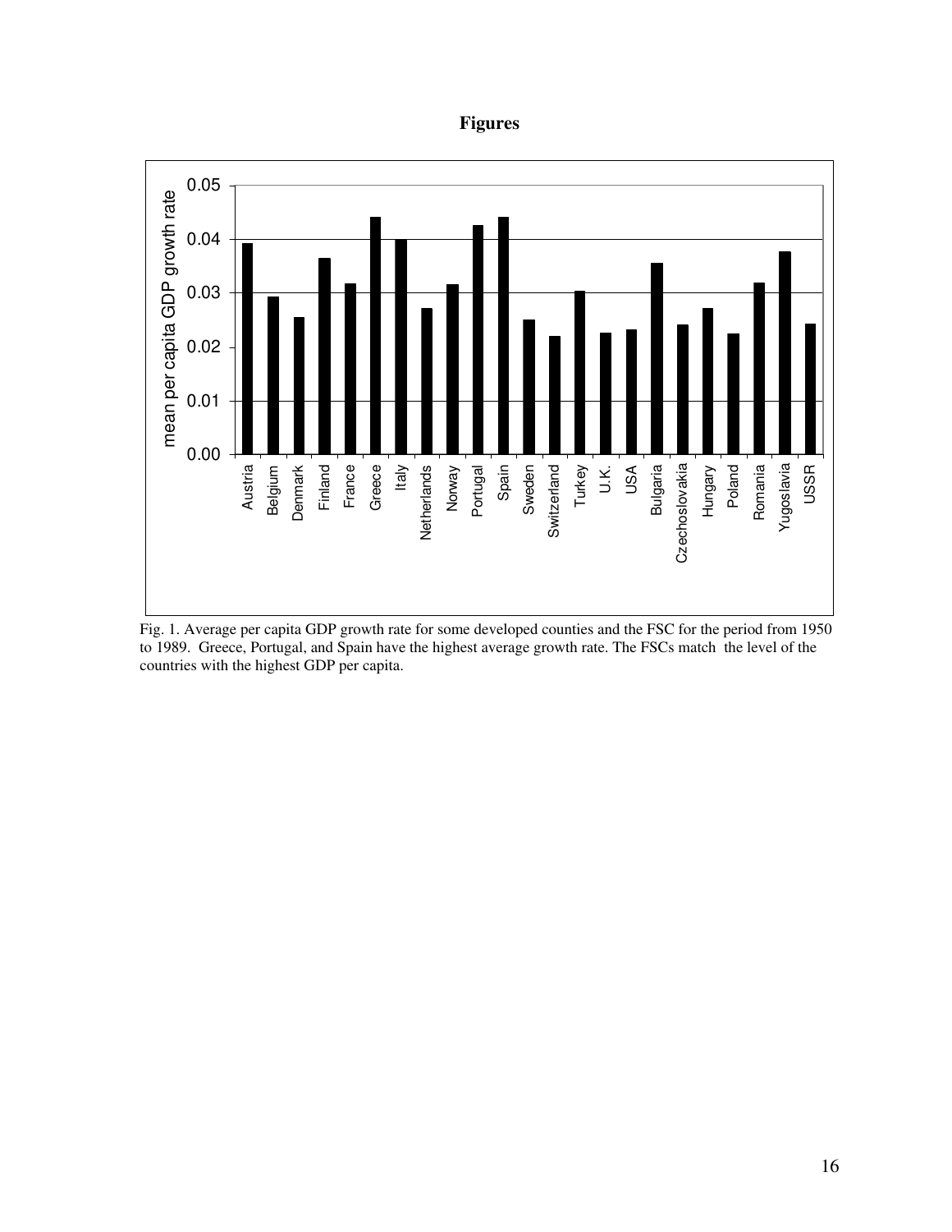# Figures

Fig. 1. Average per capita GDP growth rate for some developed counties and the FSC for the period from 1950 to 1989. Greece, Portugal, and Spain have the highest average growth rate. The FSCs match the level of the countries with the highest GDP per capita.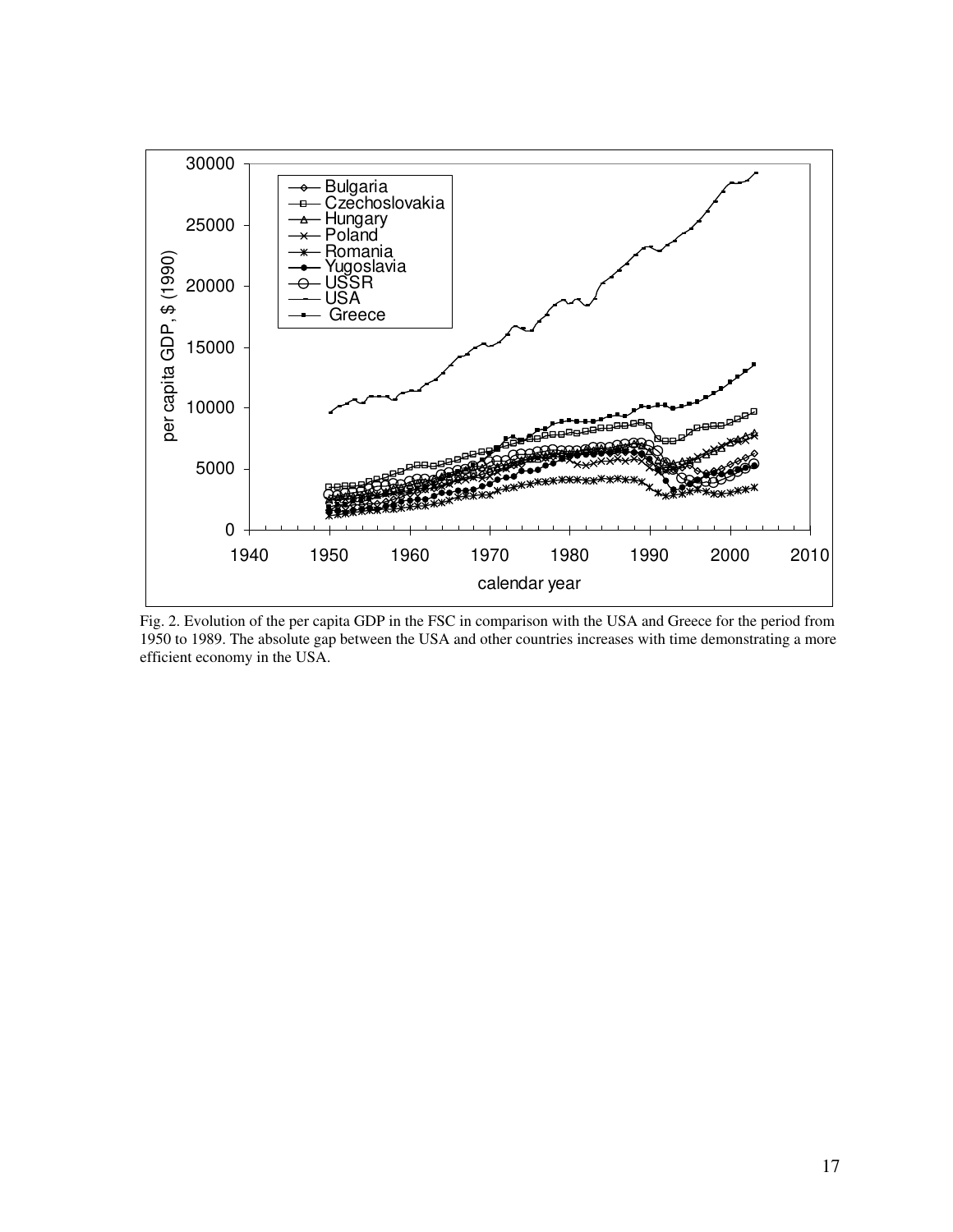Fig. 2. Evolution of the per capita GDP in the FSC in comparison with the USA and Greece for the period from 1950 to 1989. The absolute gap between the USA and other countries increases with time demonstrating a more efficient economy in the USA.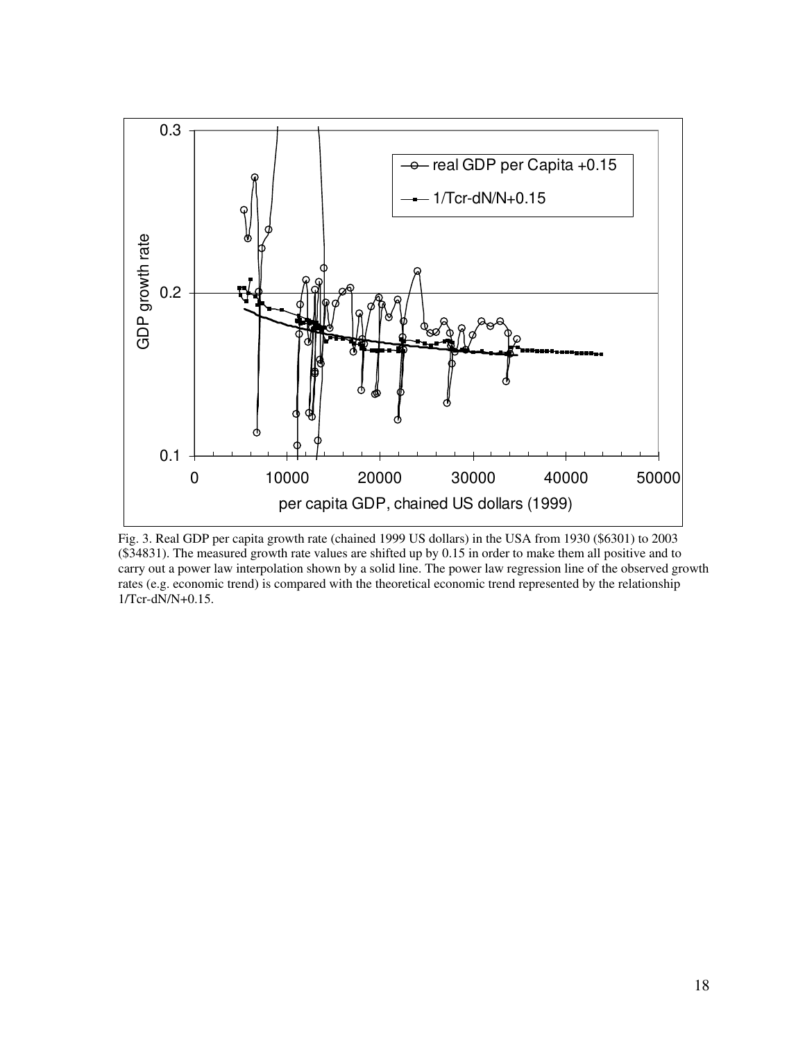Fig. 3. Real GDP per capita growth rate (chained 1999 US dollars) in the USA from 1930 ($6301) to 2003 ($34831). The measured growth rate values are shifted up by 0.15 in order to make them all positive and to carry out a power law interpolation shown by a solid line. The power law regression line of the observed growth rates (e.g. economic trend) is compared with the theoretical economic trend represented by the relationship 1/Tcr-dN/N+0.15.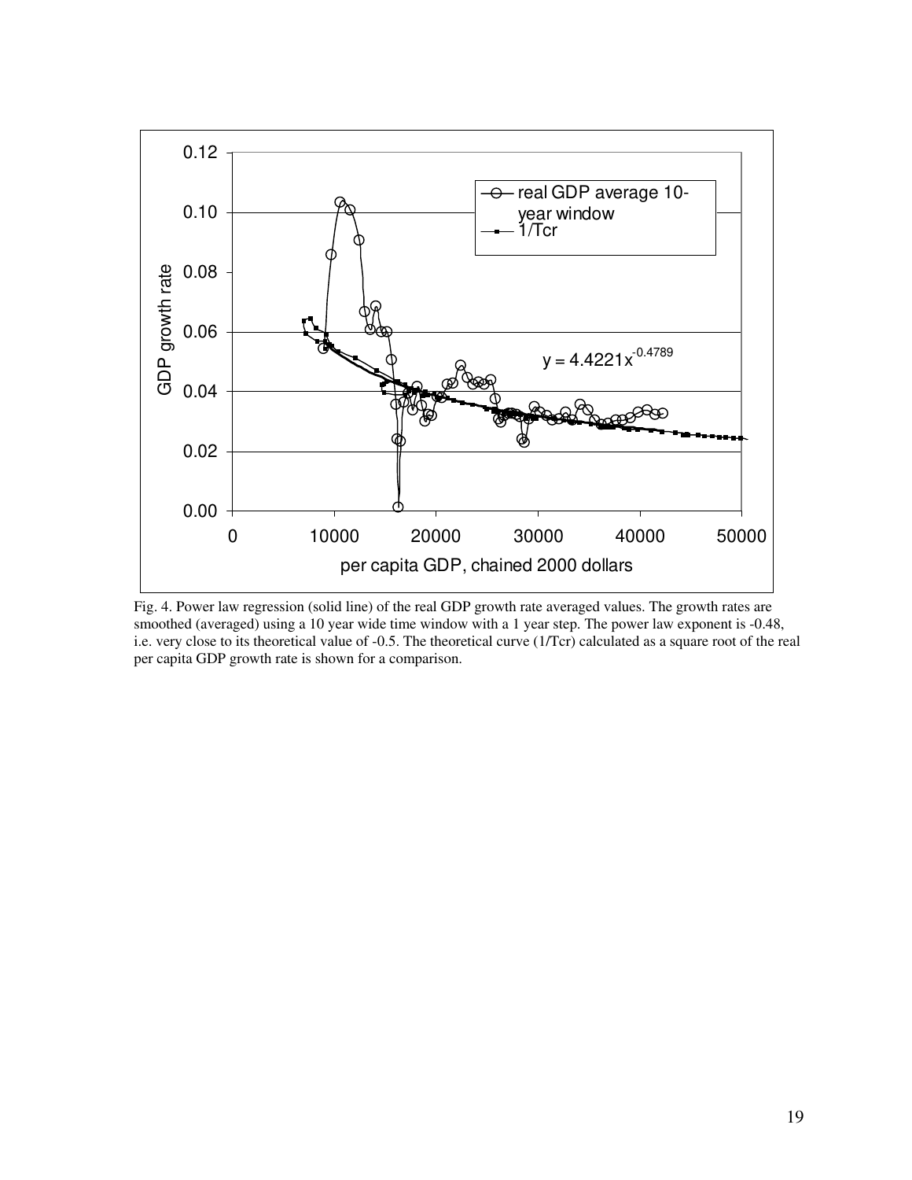Fig. 4. Power law regression (solid line) of the real GDP growth rate averaged values. The growth rates are smoothed (averaged) using a 10 year wide time window with a 1 year step. The power law exponent is -0.48, i.e. very close to its theoretical value of -0.5. The theoretical curve (1/Tcr) calculated as a square root of the real per capita GDP growth rate is shown for a comparison.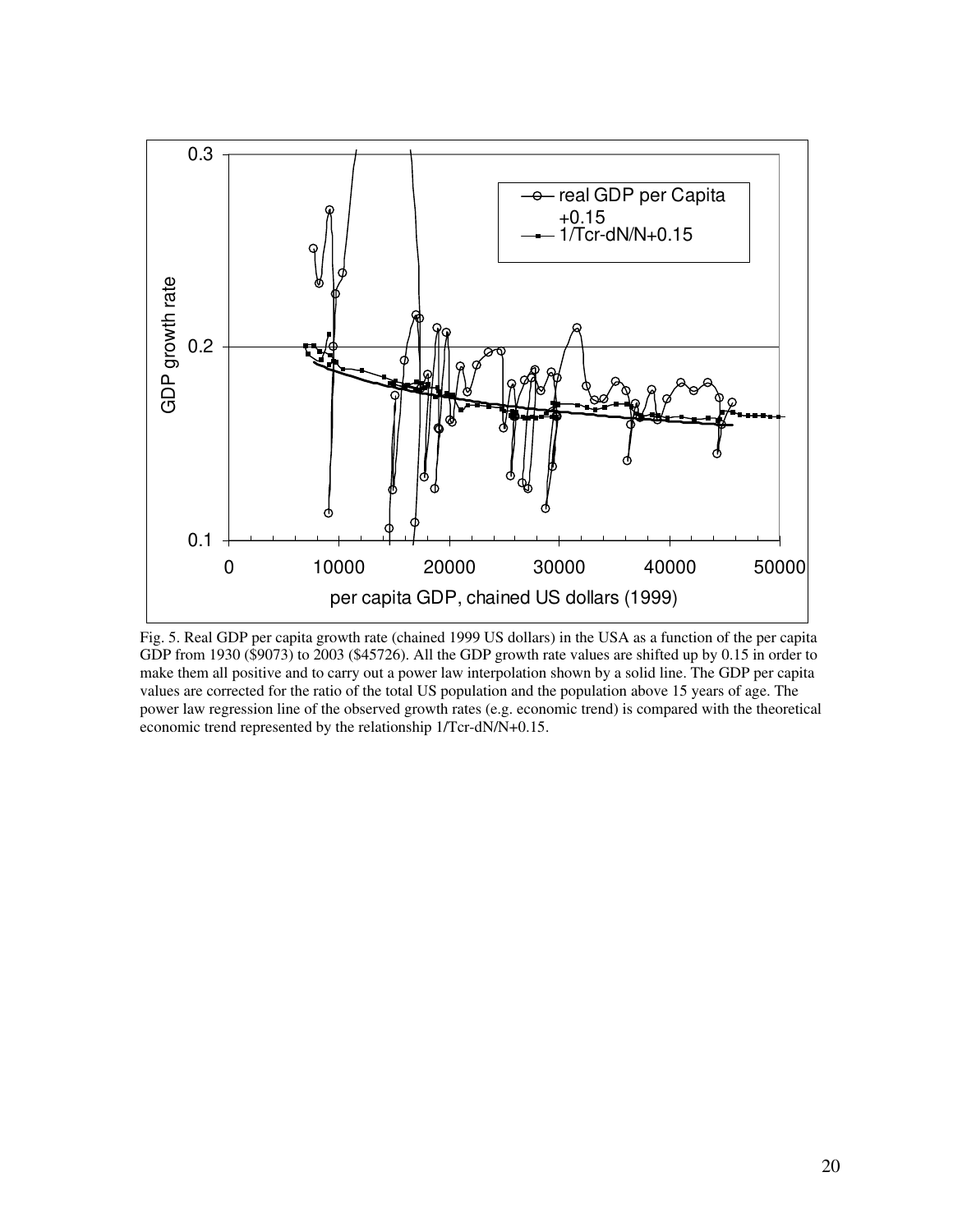Fig. 5. Real GDP per capita growth rate (chained 1999 US dollars) in the USA as a function of the per capita GDP from 1930 ($9073) to 2003 ($45726). All the GDP growth rate values are shifted up by 0.15 in order to make them all positive and to carry out a power law interpolation shown by a solid line. The GDP per capita values are corrected for the ratio of the total US population and the population above 15 years of age. The power law regression line of the observed growth rates (e.g. economic trend) is compared with the theoretical economic trend represented by the relationship 1/Tcr-dN/N+0.15.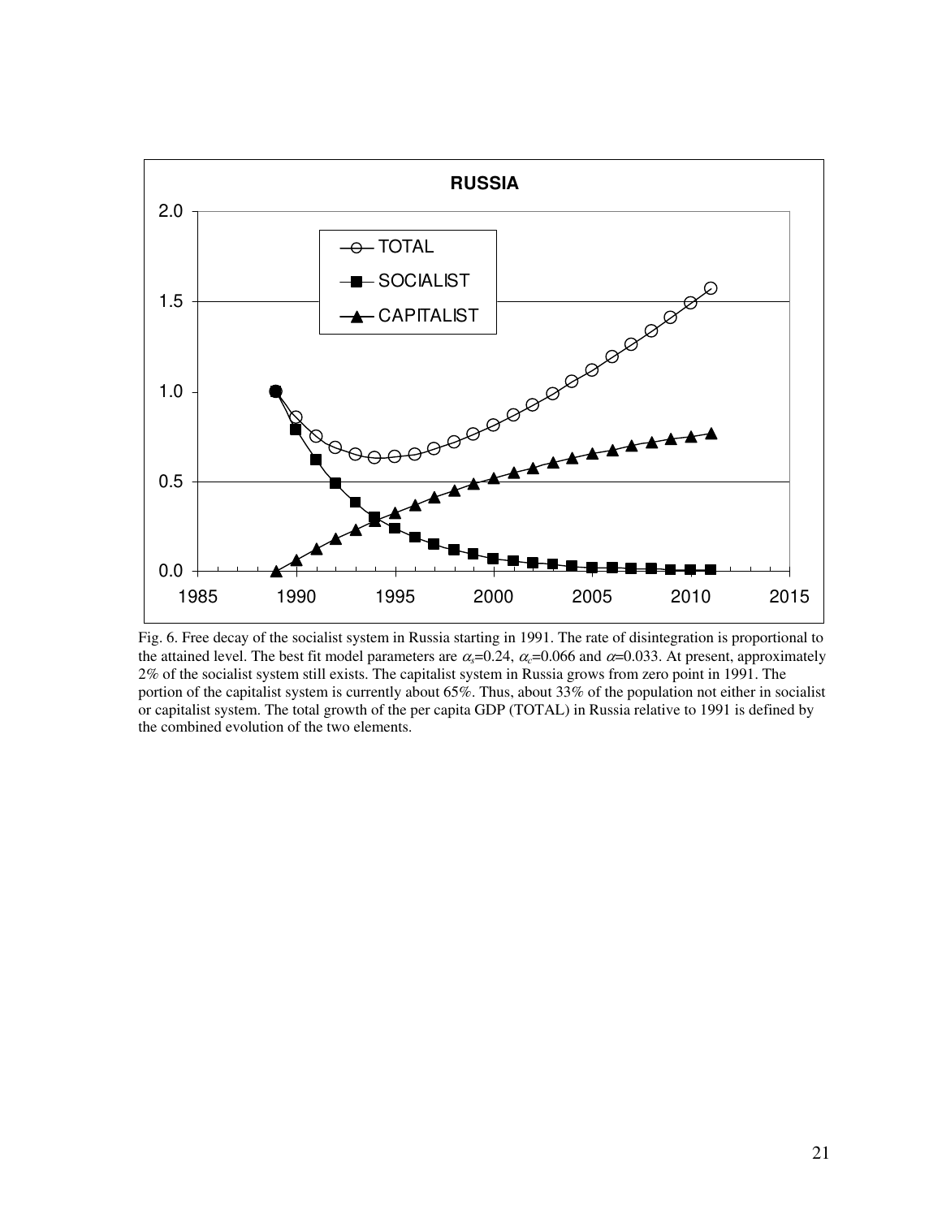Fig. 6. Free decay of the socialist system in Russia starting in 1991. The rate of disintegration is proportional to the attained level. The best fit model parameters are $\alpha_s$=0.24, $\alpha_c$=0.066 and $\alpha$=0.033. At present, approximately 2% of the socialist system still exists. The capitalist system in Russia grows from zero point in 1991. The portion of the capitalist system is currently about 65%. Thus, about 33% of the population not either in socialist or capitalist system. The total growth of the per capita GDP (TOTAL) in Russia relative to 1991 is defined by the combined evolution of the two elements.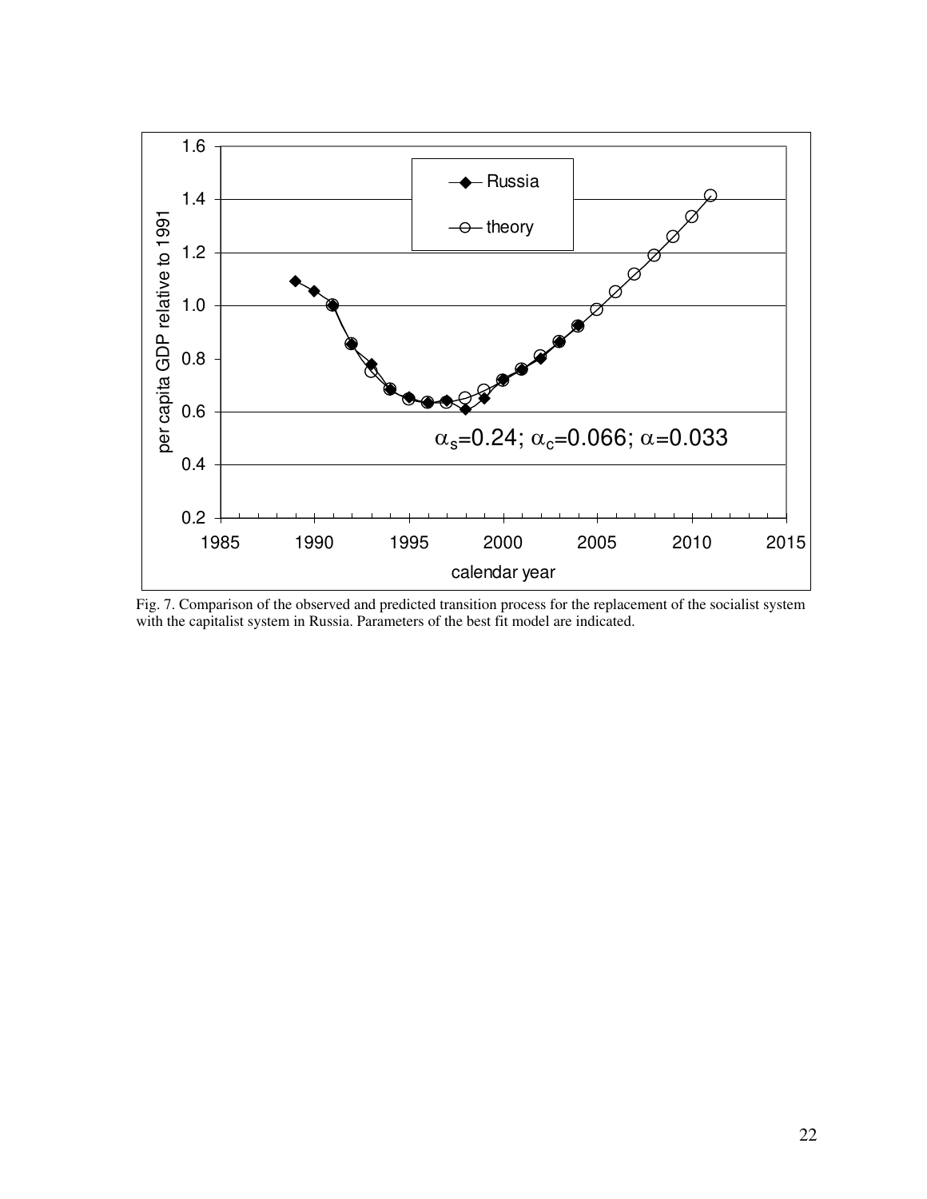Fig. 7. Comparison of the observed and predicted transition process for the replacement of the socialist system with the capitalist system in Russia. Parameters of the best fit model are indicated.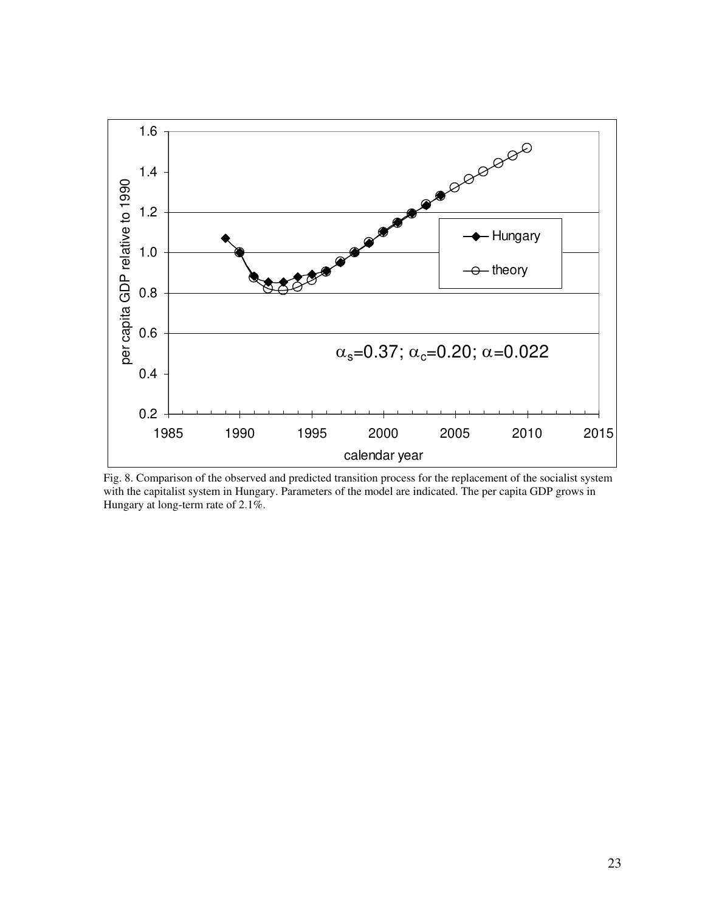Fig. 8. Comparison of the observed and predicted transition process for the replacement of the socialist system with the capitalist system in Hungary. Parameters of the model are indicated. The per capita GDP grows in Hungary at long-term rate of 2.1%.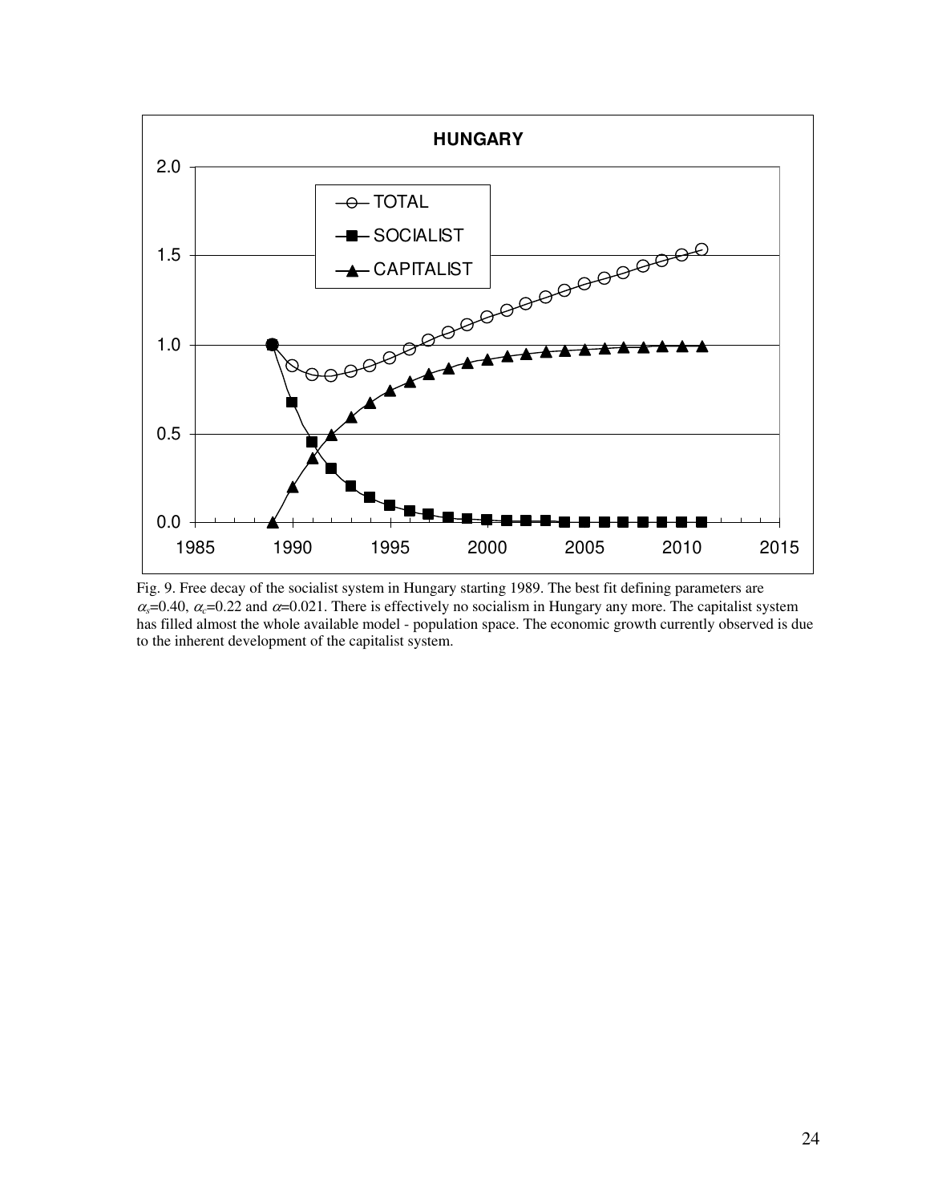Fig. 9. Free decay of the socialist system in Hungary starting 1989. The best fit defining parameters are $\alpha_s$=0.40, $\alpha_c$=0.22 and $\alpha$=0.021. There is effectively no socialism in Hungary any more. The capitalist system has filled almost the whole available model - population space. The economic growth currently observed is due to the inherent development of the capitalist system.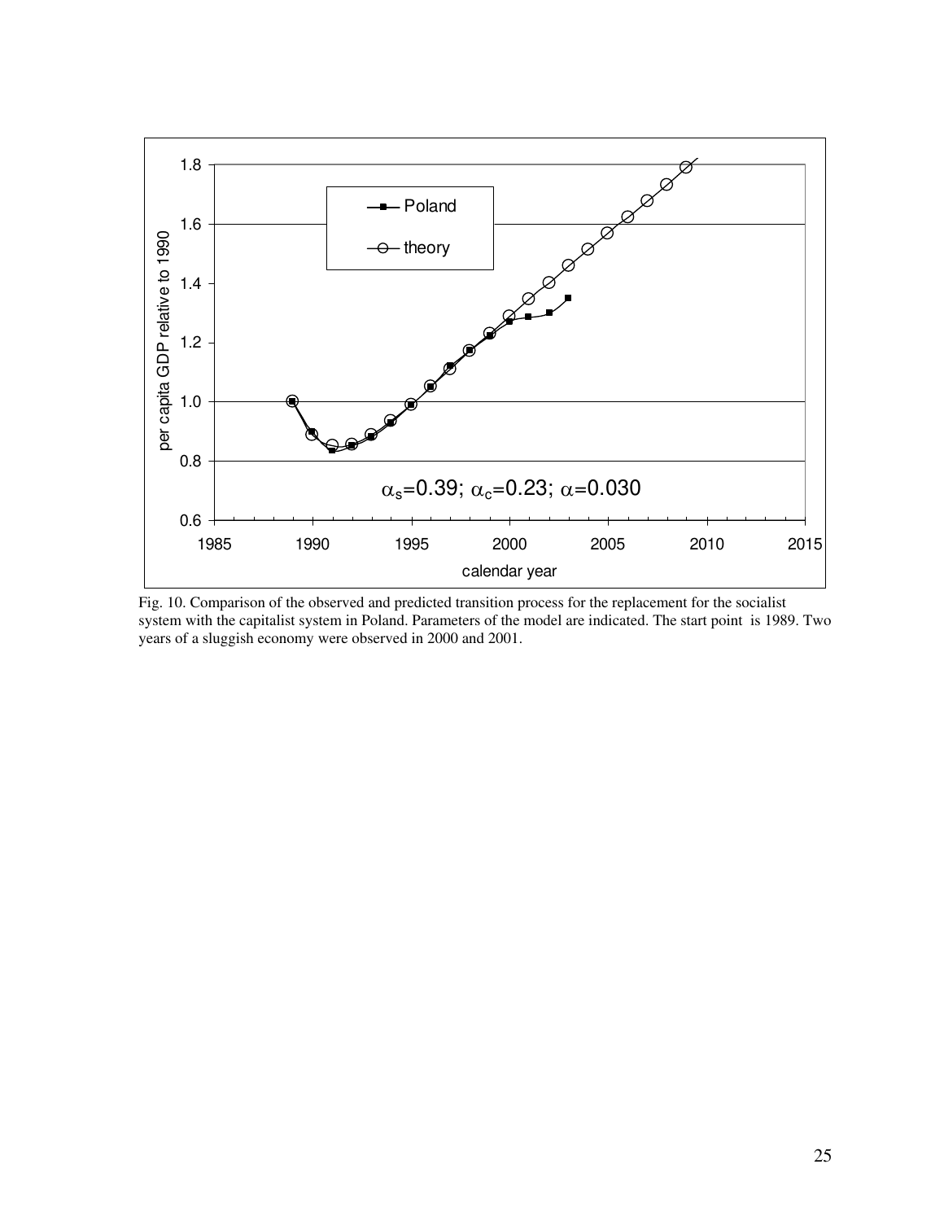Fig. 10. Comparison of the observed and predicted transition process for the replacement for the socialist system with the capitalist system in Poland. Parameters of the model are indicated. The start point is 1989. Two years of a sluggish economy were observed in 2000 and 2001.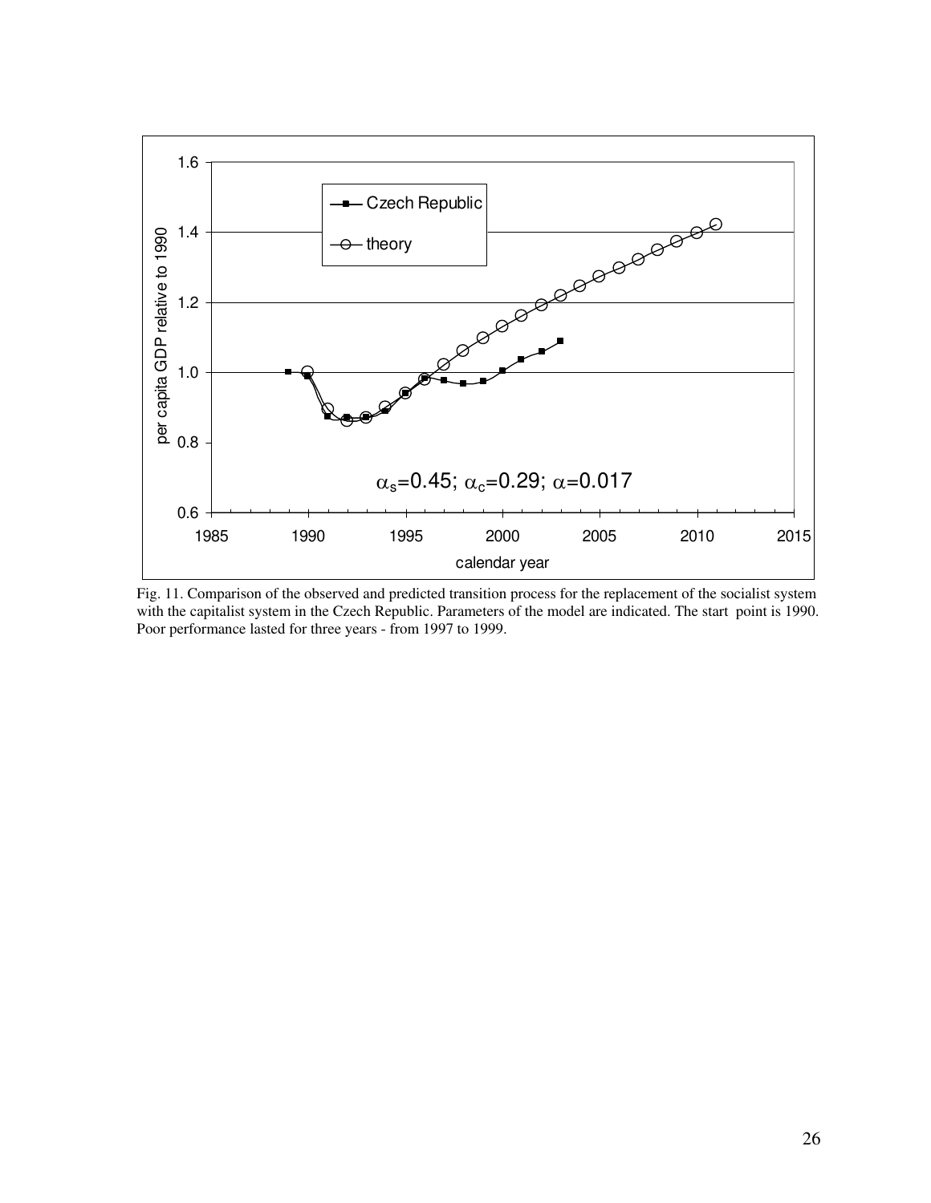Fig. 11. Comparison of the observed and predicted transition process for the replacement of the socialist system with the capitalist system in the Czech Republic. Parameters of the model are indicated. The start point is 1990. Poor performance lasted for three years - from 1997 to 1999.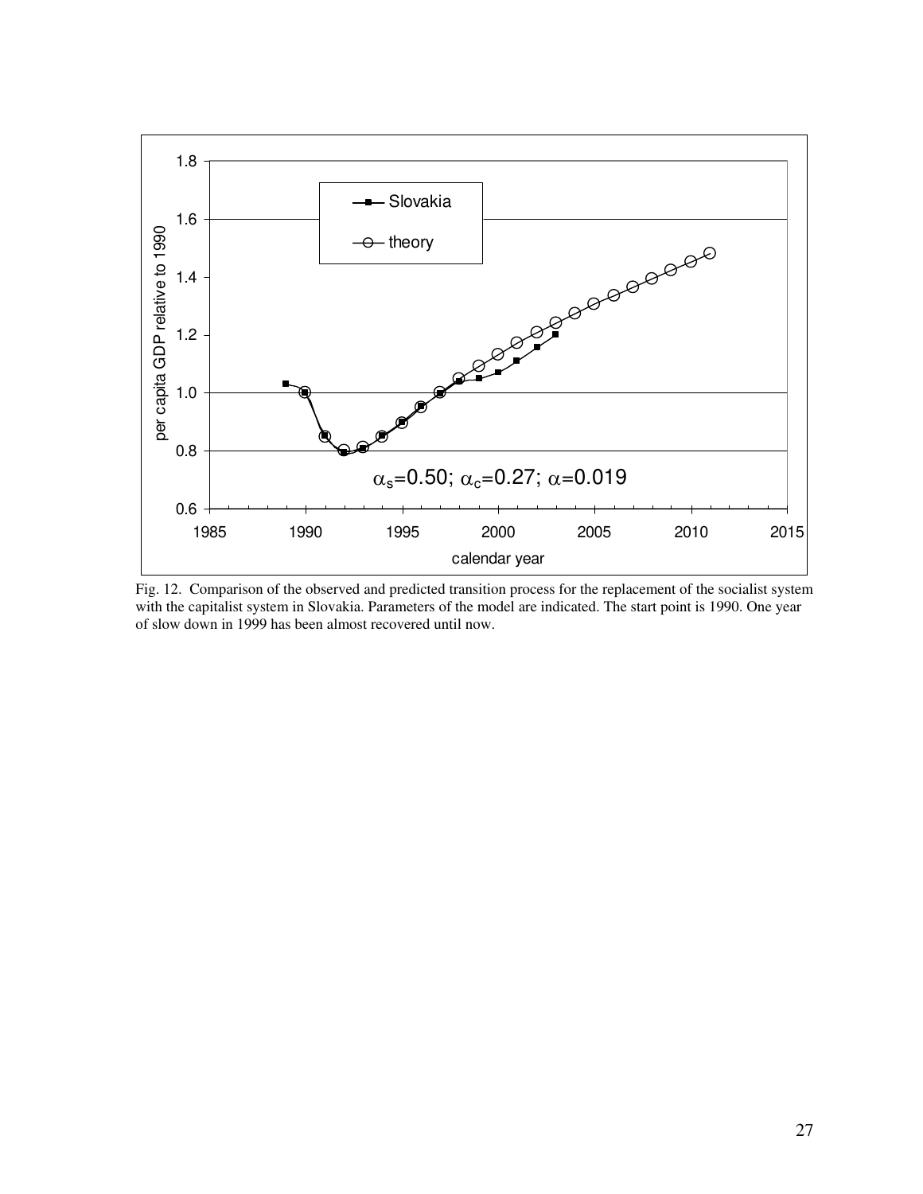Fig. 12. Comparison of the observed and predicted transition process for the replacement of the socialist system with the capitalist system in Slovakia. Parameters of the model are indicated. The start point is 1990. One year of slow down in 1999 has been almost recovered until now.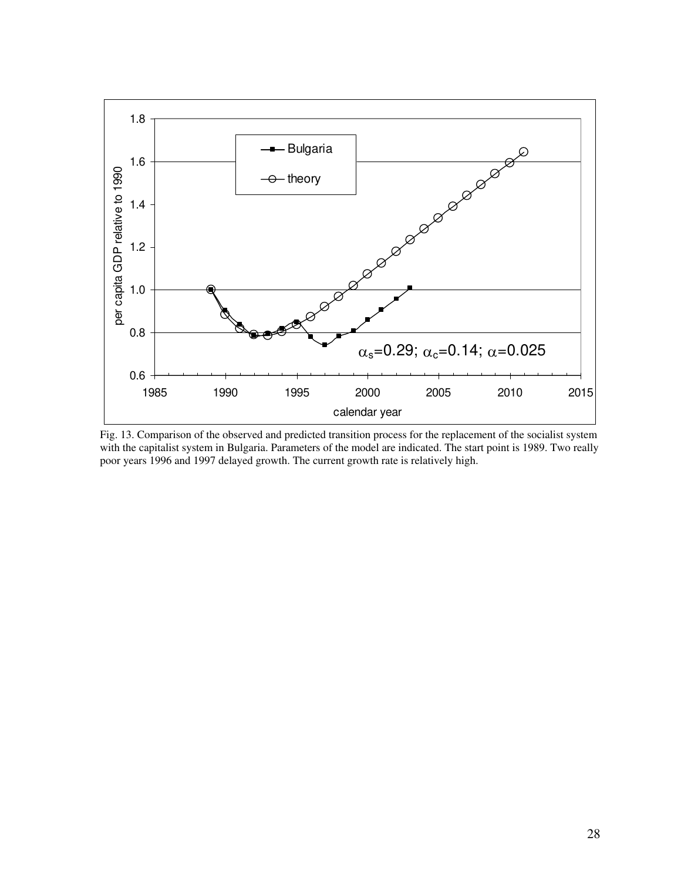Fig. 13. Comparison of the observed and predicted transition process for the replacement of the socialist system with the capitalist system in Bulgaria. Parameters of the model are indicated. The start point is 1989. Two really poor years 1996 and 1997 delayed growth. The current growth rate is relatively high.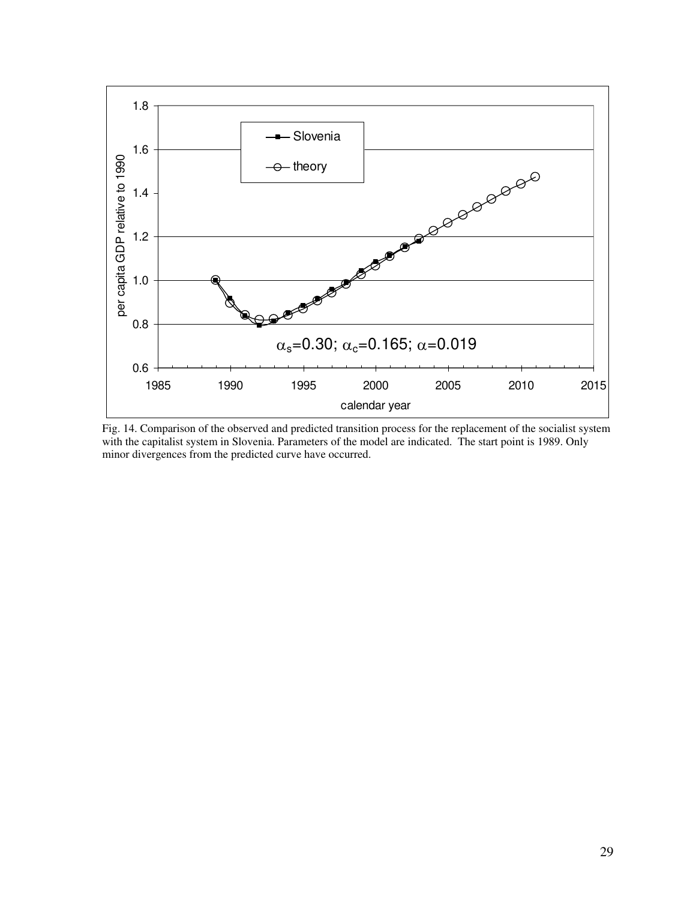Fig. 14. Comparison of the observed and predicted transition process for the replacement of the socialist system with the capitalist system in Slovenia. Parameters of the model are indicated. The start point is 1989. Only minor divergences from the predicted curve have occurred.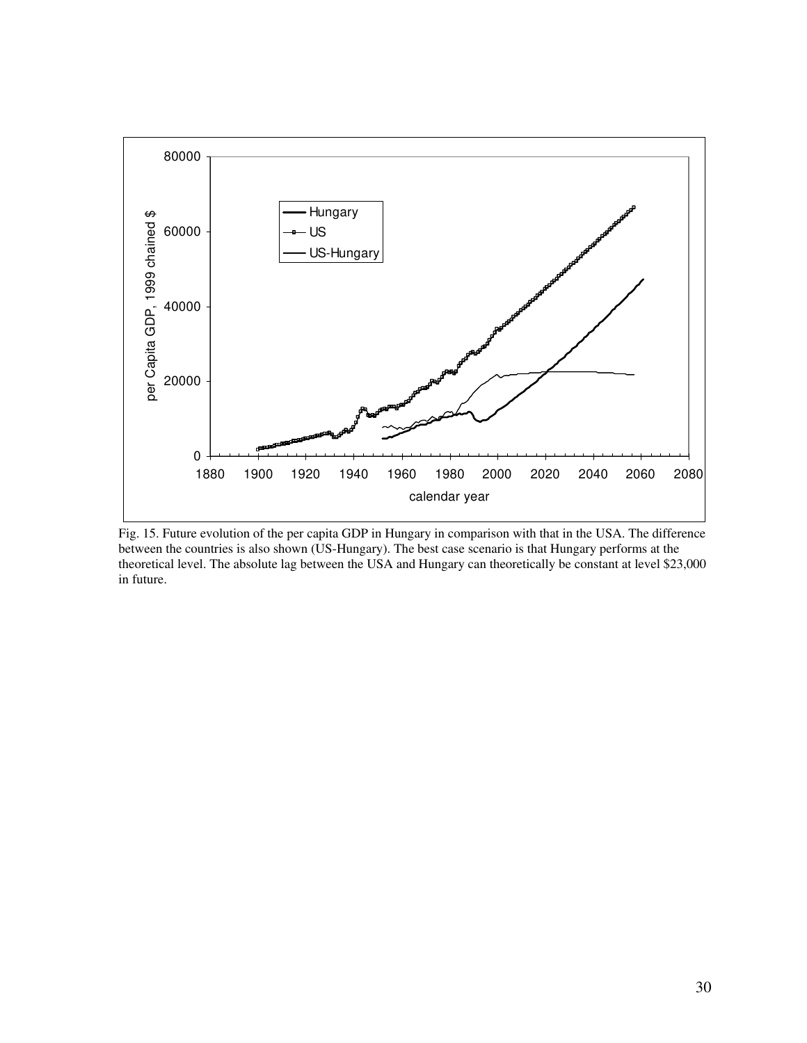Fig. 15. Future evolution of the per capita GDP in Hungary in comparison with that in the USA. The difference between the countries is also shown (US-Hungary). The best case scenario is that Hungary performs at the theoretical level. The absolute lag between the USA and Hungary can theoretically be constant at level $23,000 in future.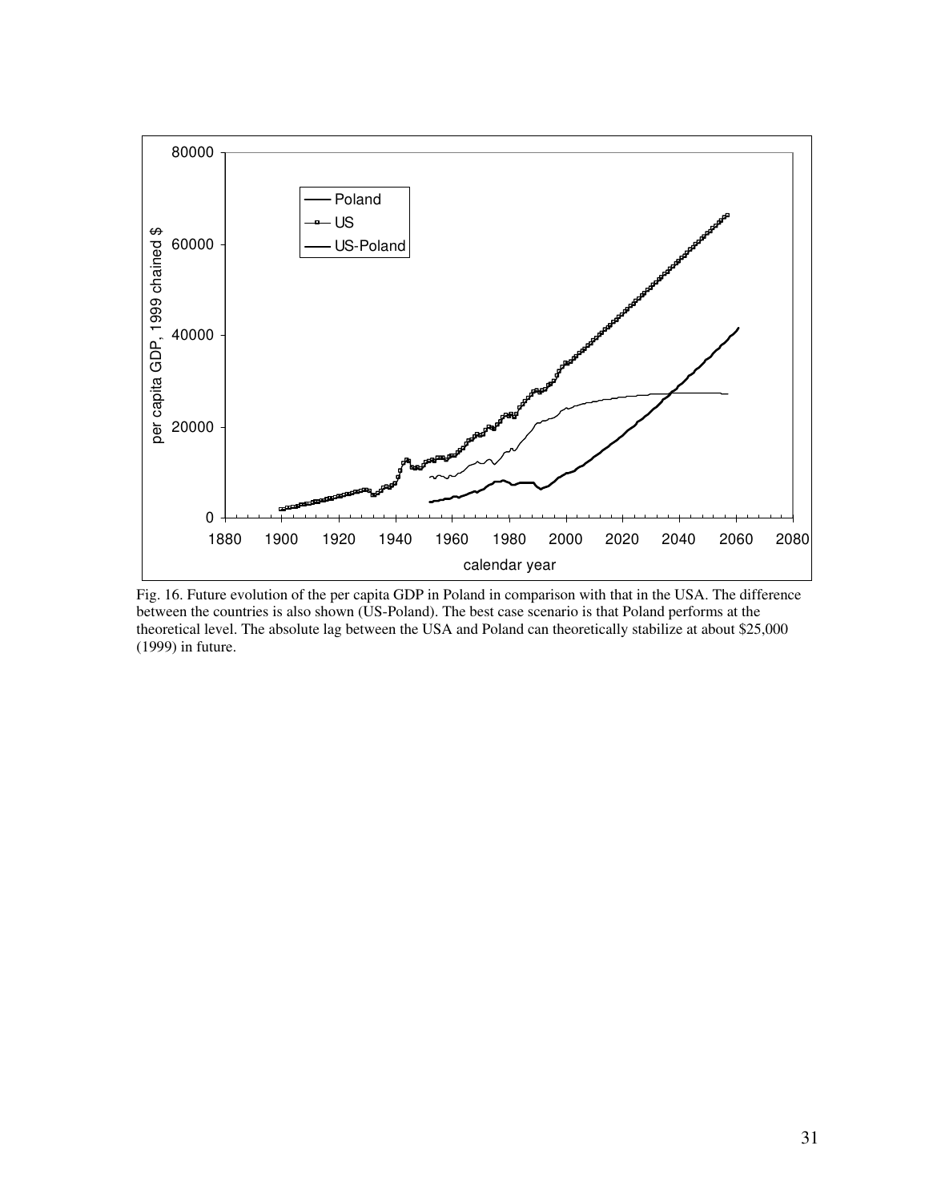Fig. 16. Future evolution of the per capita GDP in Poland in comparison with that in the USA. The difference between the countries is also shown (US-Poland). The best case scenario is that Poland performs at the theoretical level. The absolute lag between the USA and Poland can theoretically stabilize at about $25,000 (1999) in future.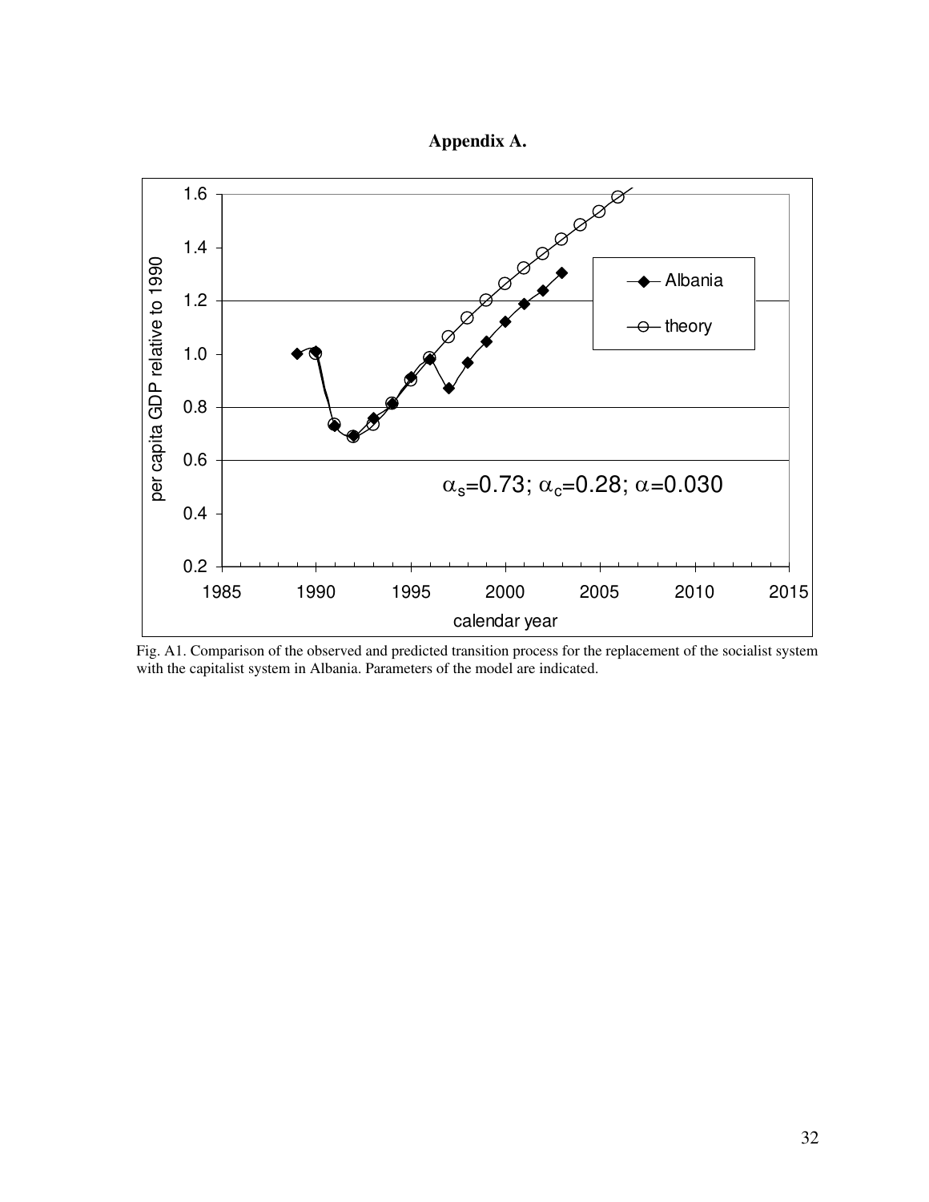**Appendix A.**

Fig. A1. Comparison of the observed and predicted transition process for the replacement of the socialist system with the capitalist system in Albania. Parameters of the model are indicated.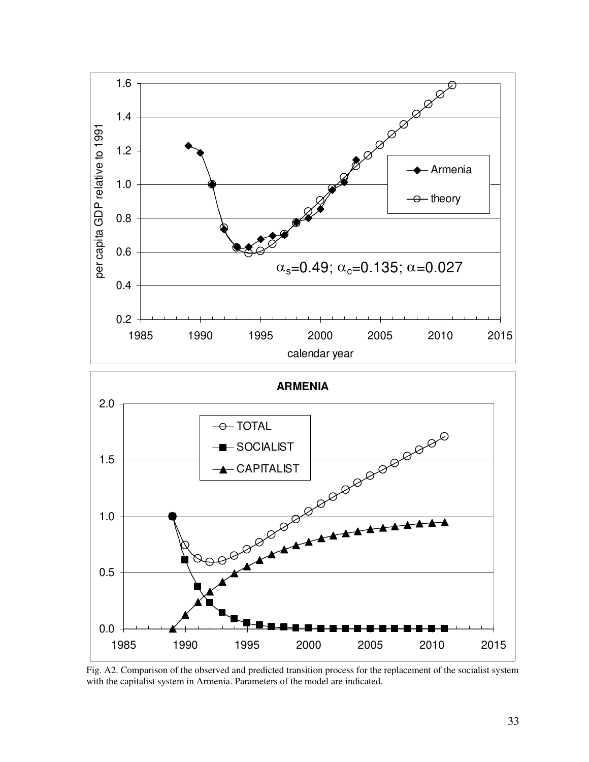Fig. A2. Comparison of the observed and predicted transition process for the replacement of the socialist system with the capitalist system in Armenia. Parameters of the model are indicated.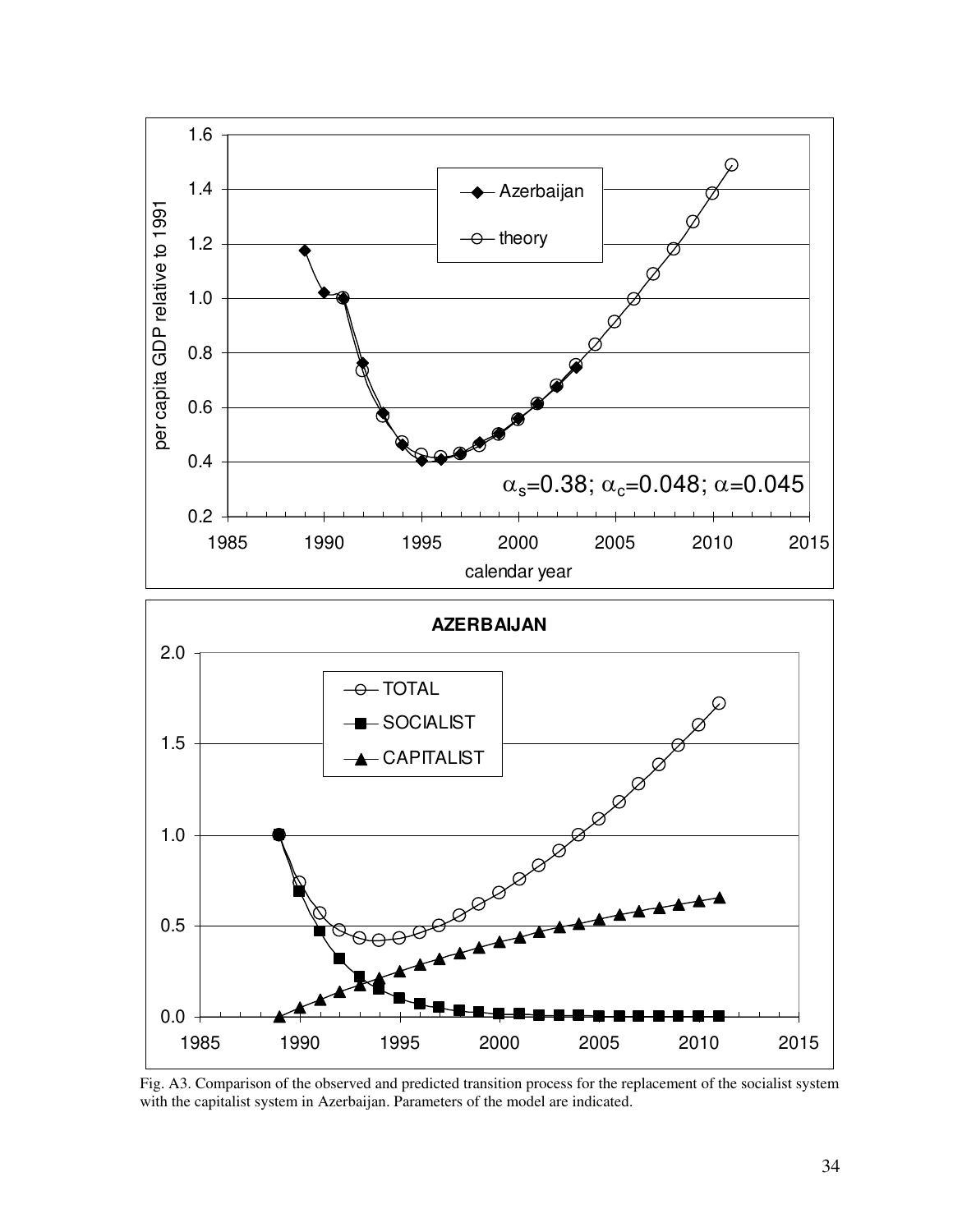Fig. A3. Comparison of the observed and predicted transition process for the replacement of the socialist system with the capitalist system in Azerbaijan. Parameters of the model are indicated.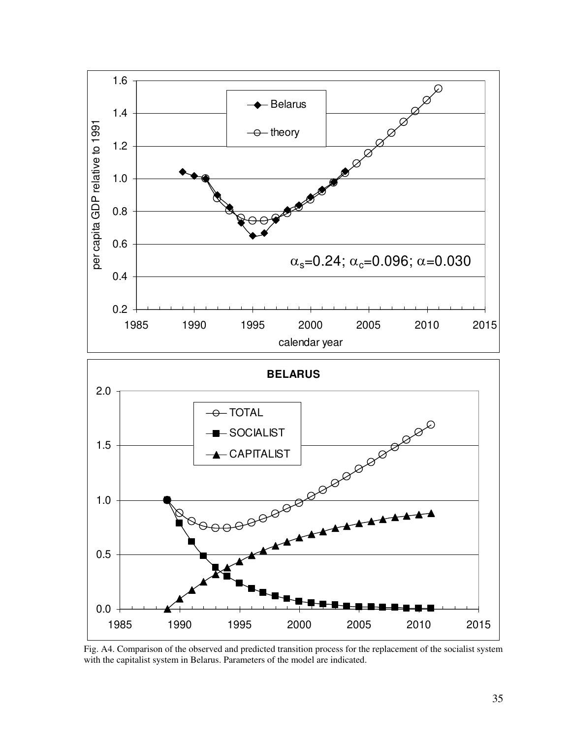Fig. A4. Comparison of the observed and predicted transition process for the replacement of the socialist system with the capitalist system in Belarus. Parameters of the model are indicated.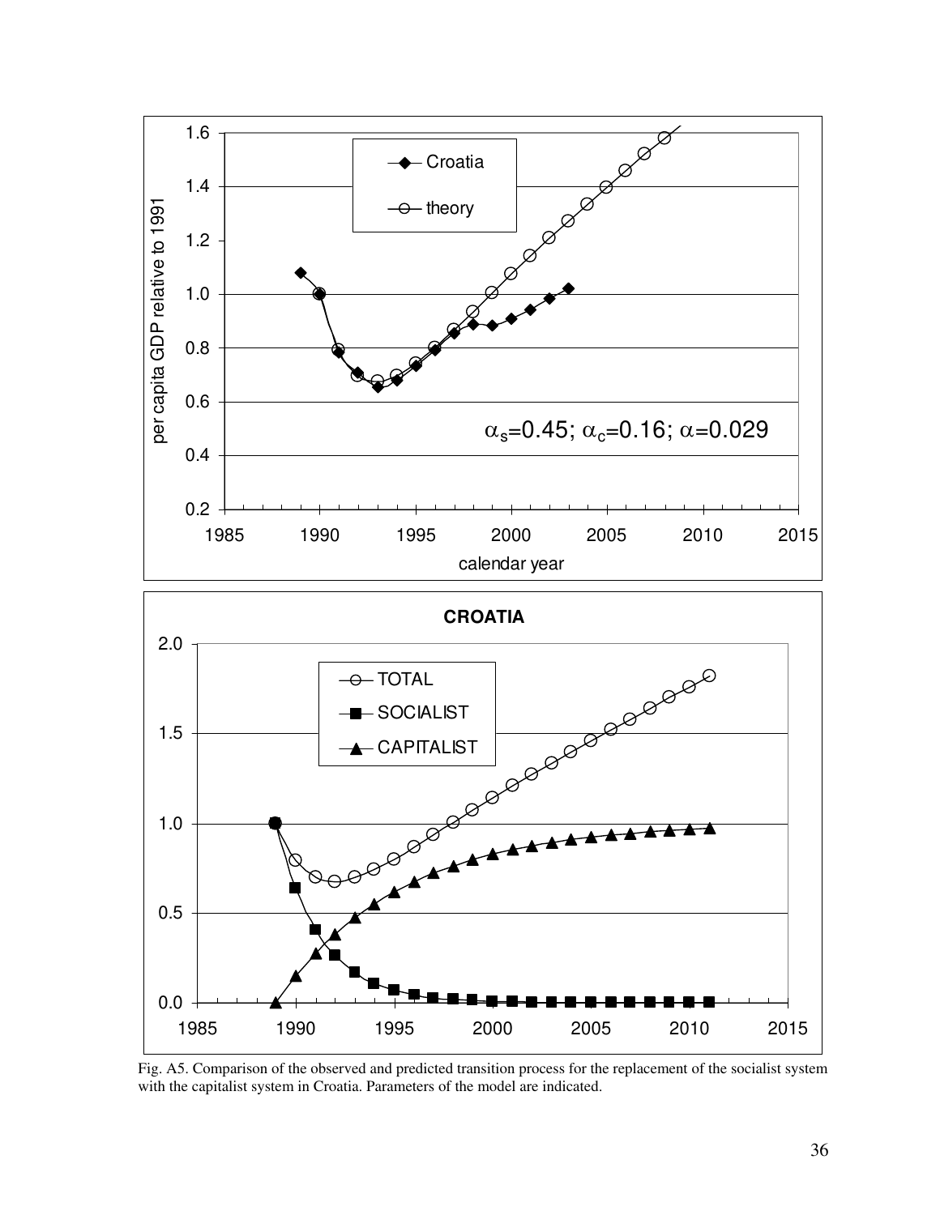Fig. A5. Comparison of the observed and predicted transition process for the replacement of the socialist system with the capitalist system in Croatia. Parameters of the model are indicated.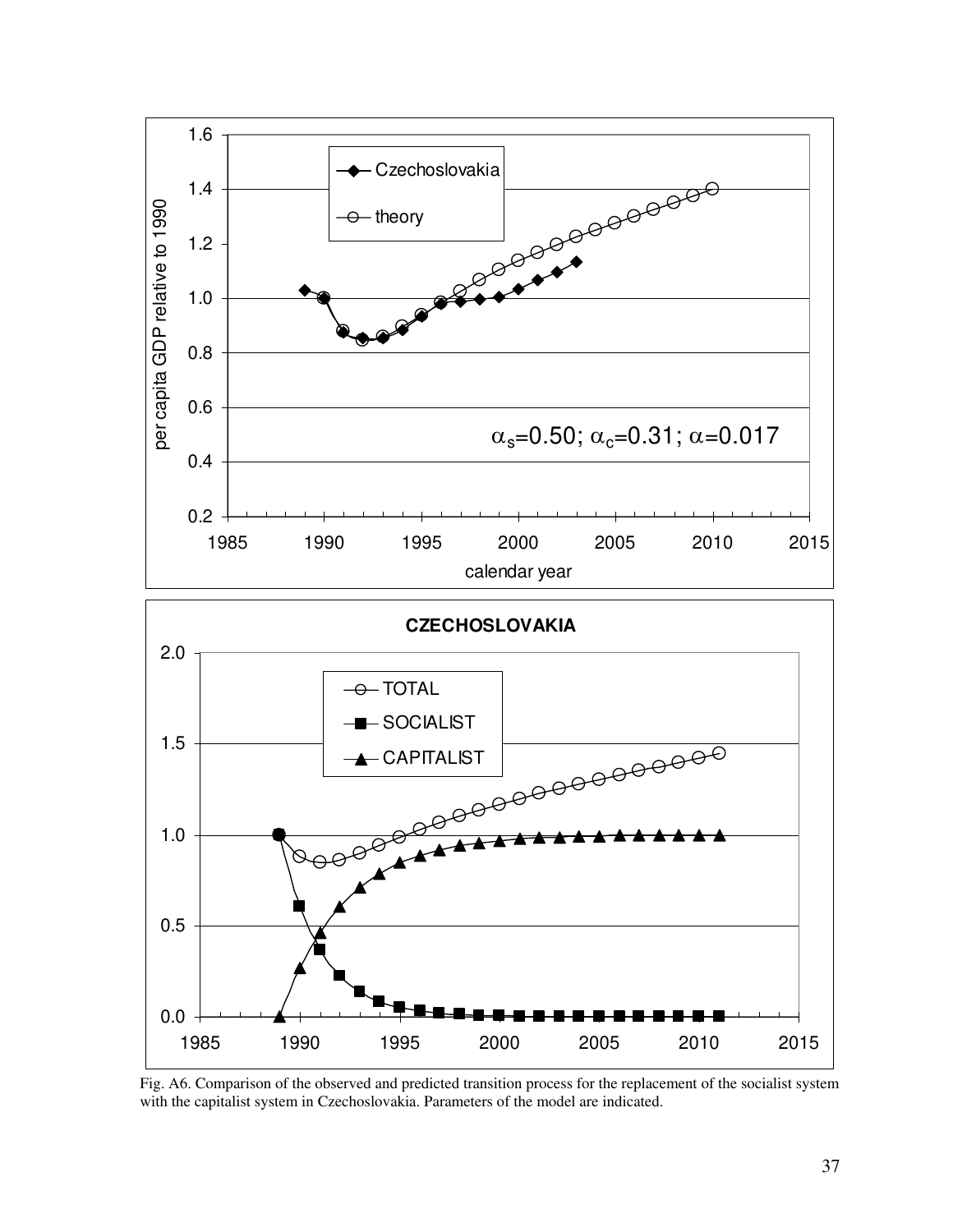Fig. A6. Comparison of the observed and predicted transition process for the replacement of the socialist system with the capitalist system in Czechoslovakia. Parameters of the model are indicated.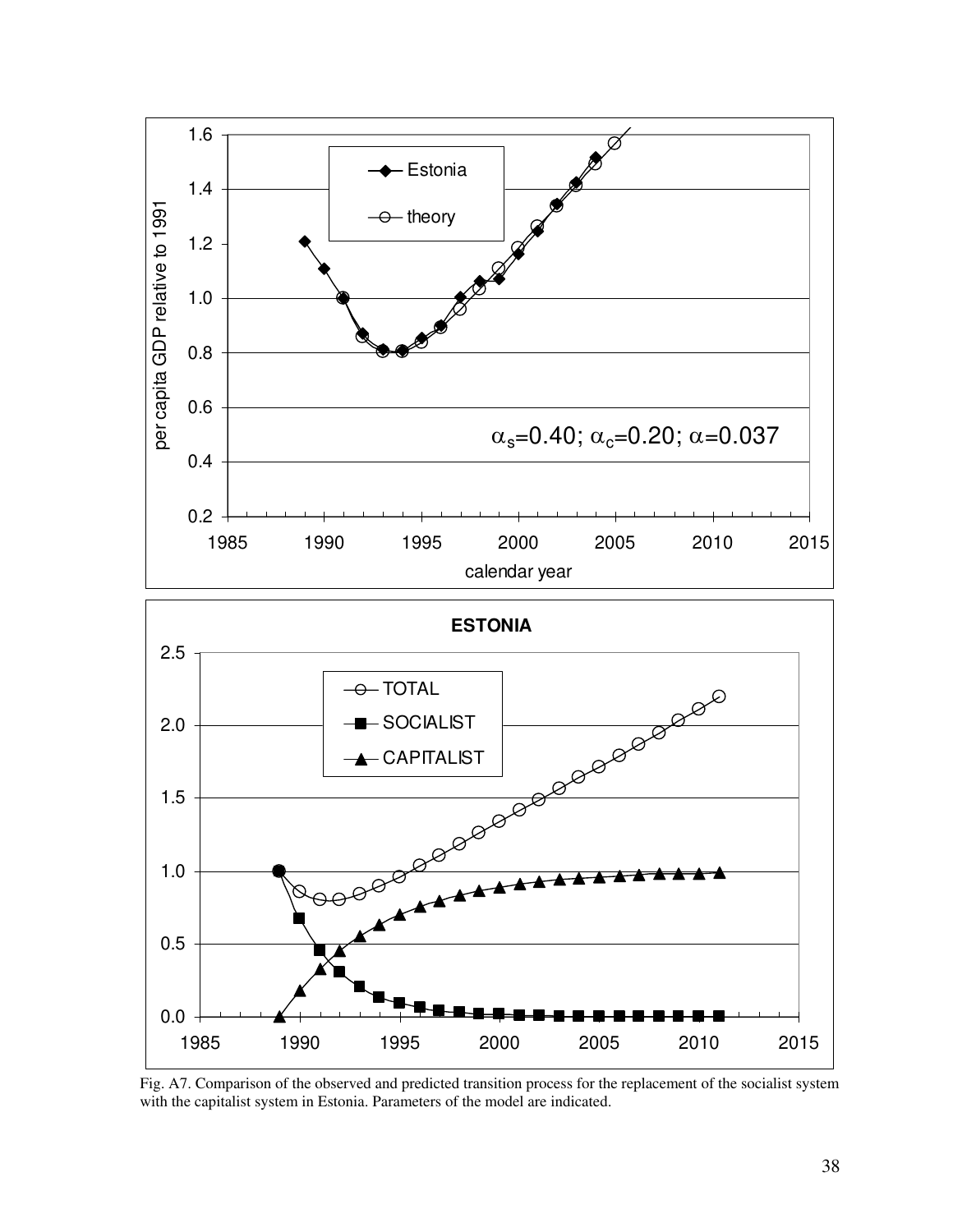Fig. A7. Comparison of the observed and predicted transition process for the replacement of the socialist system with the capitalist system in Estonia. Parameters of the model are indicated.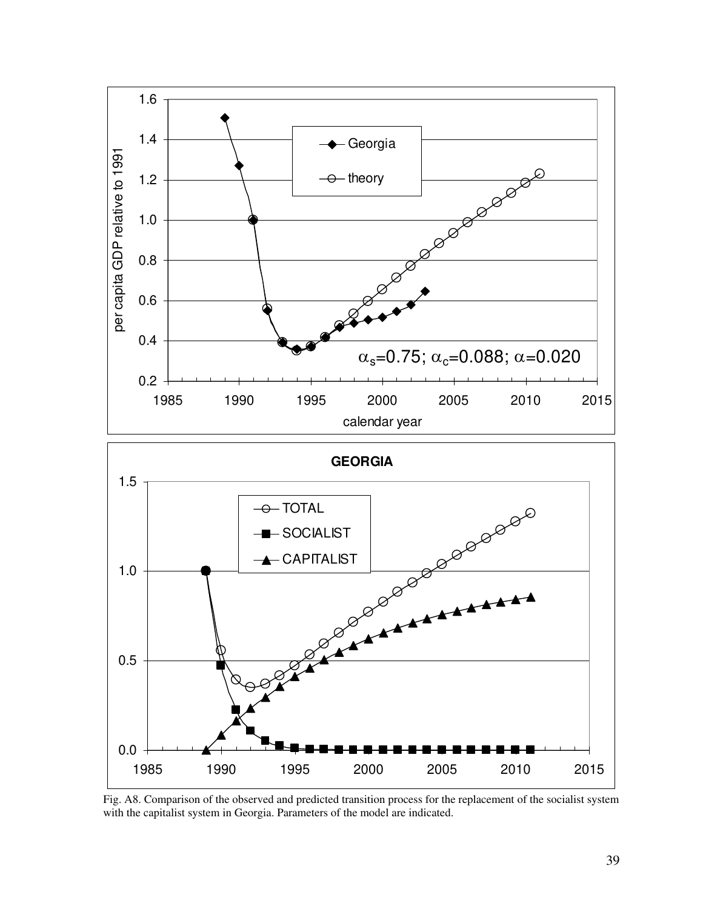Fig. A8. Comparison of the observed and predicted transition process for the replacement of the socialist system with the capitalist system in Georgia. Parameters of the model are indicated.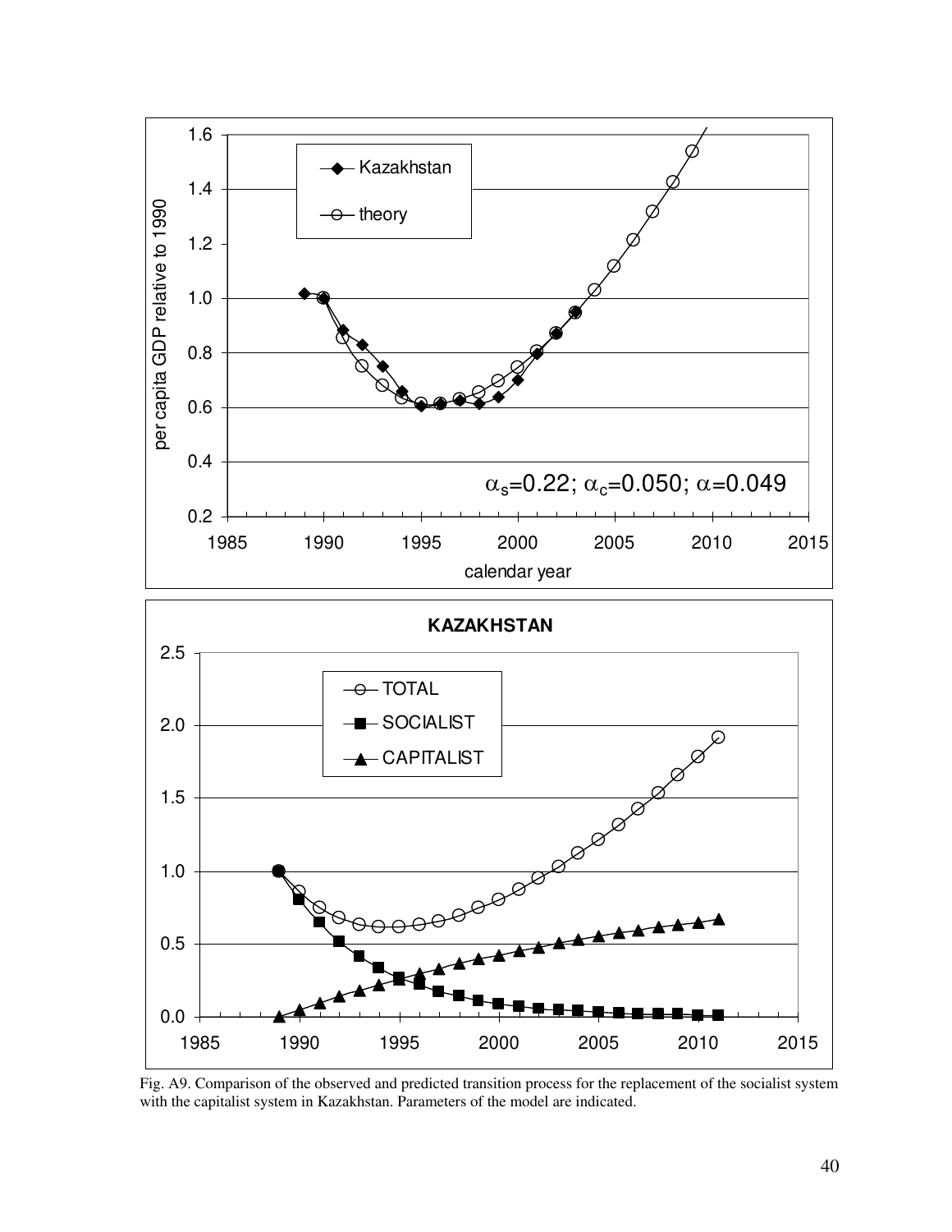Fig. A9. Comparison of the observed and predicted transition process for the replacement of the socialist system with the capitalist system in Kazakhstan. Parameters of the model are indicated.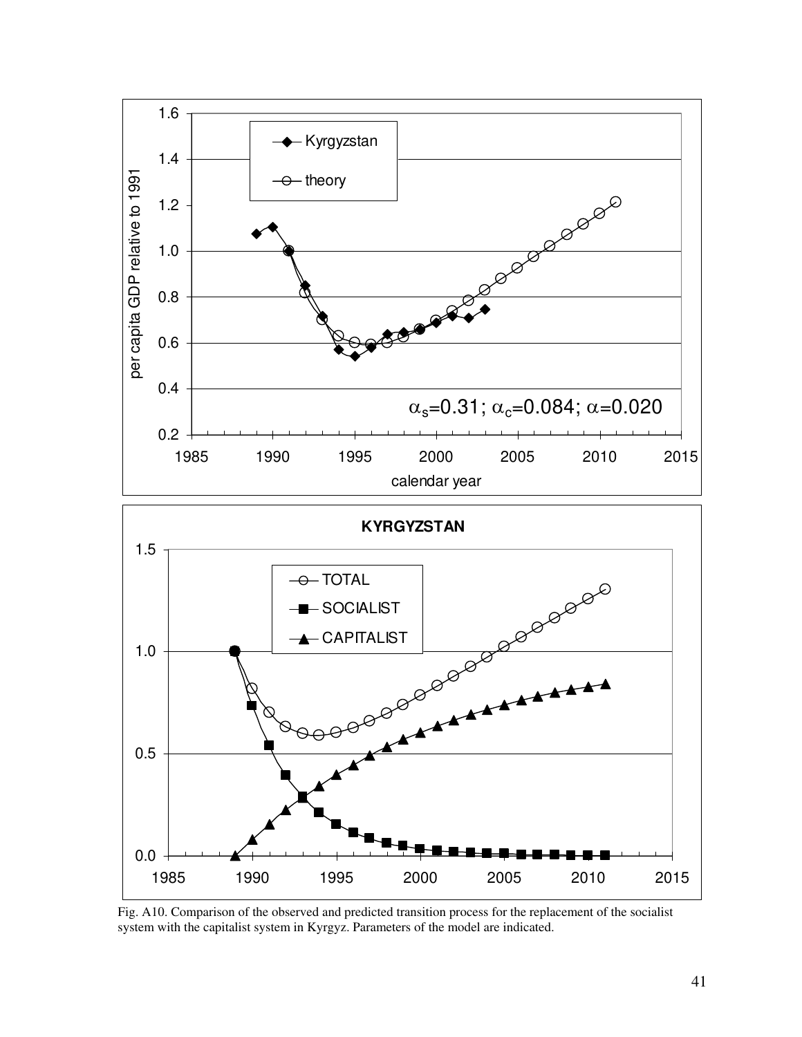Fig. A10. Comparison of the observed and predicted transition process for the replacement of the socialist system with the capitalist system in Kyrgyz. Parameters of the model are indicated.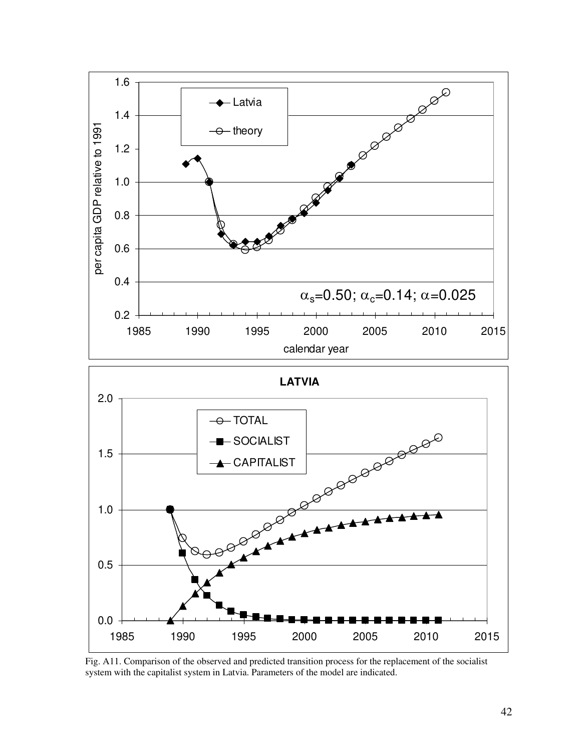Fig. A11. Comparison of the observed and predicted transition process for the replacement of the socialist system with the capitalist system in Latvia. Parameters of the model are indicated.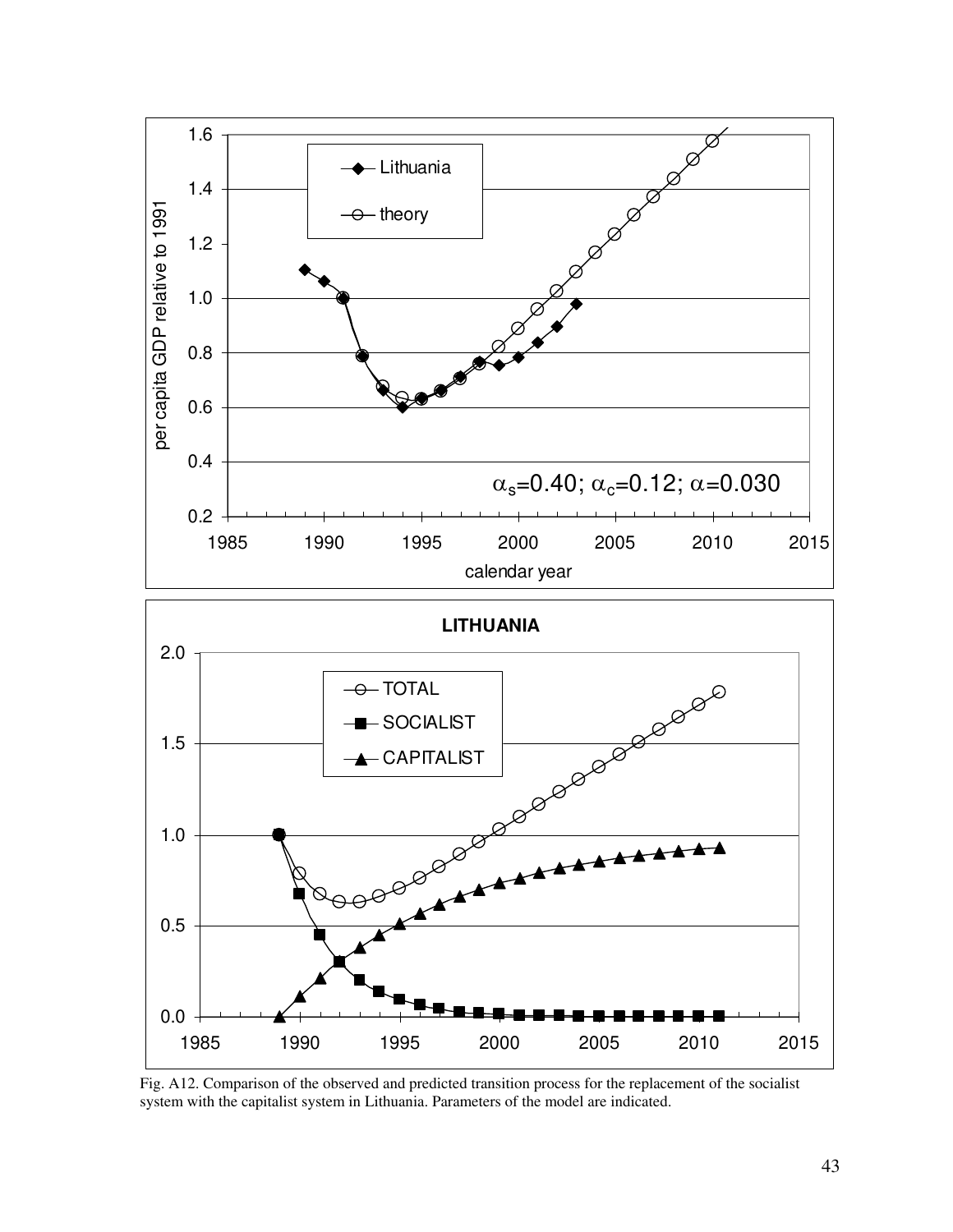Fig. A12. Comparison of the observed and predicted transition process for the replacement of the socialist system with the capitalist system in Lithuania. Parameters of the model are indicated.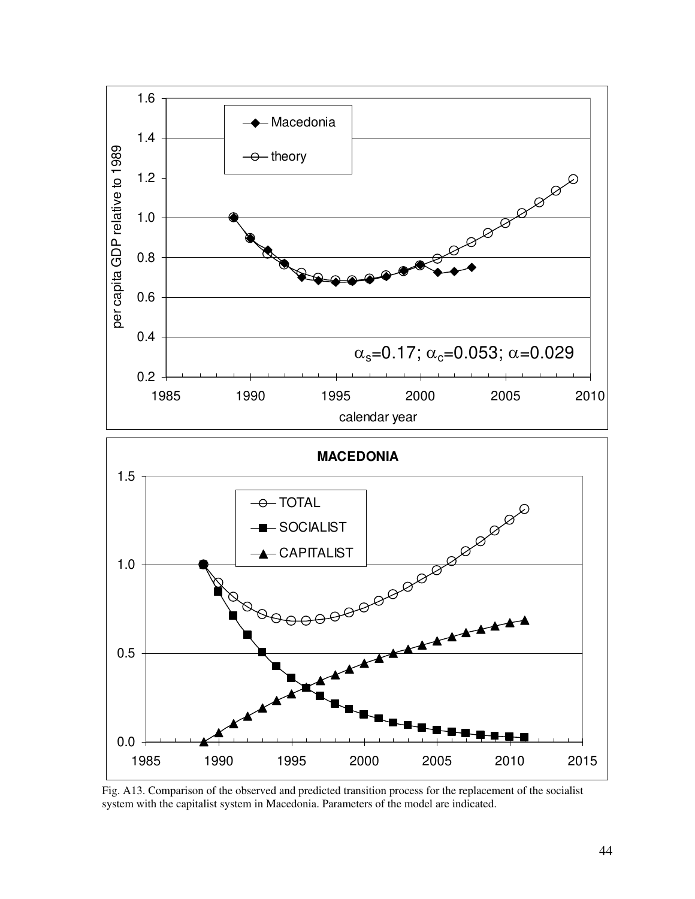Fig. A13. Comparison of the observed and predicted transition process for the replacement of the socialist system with the capitalist system in Macedonia. Parameters of the model are indicated.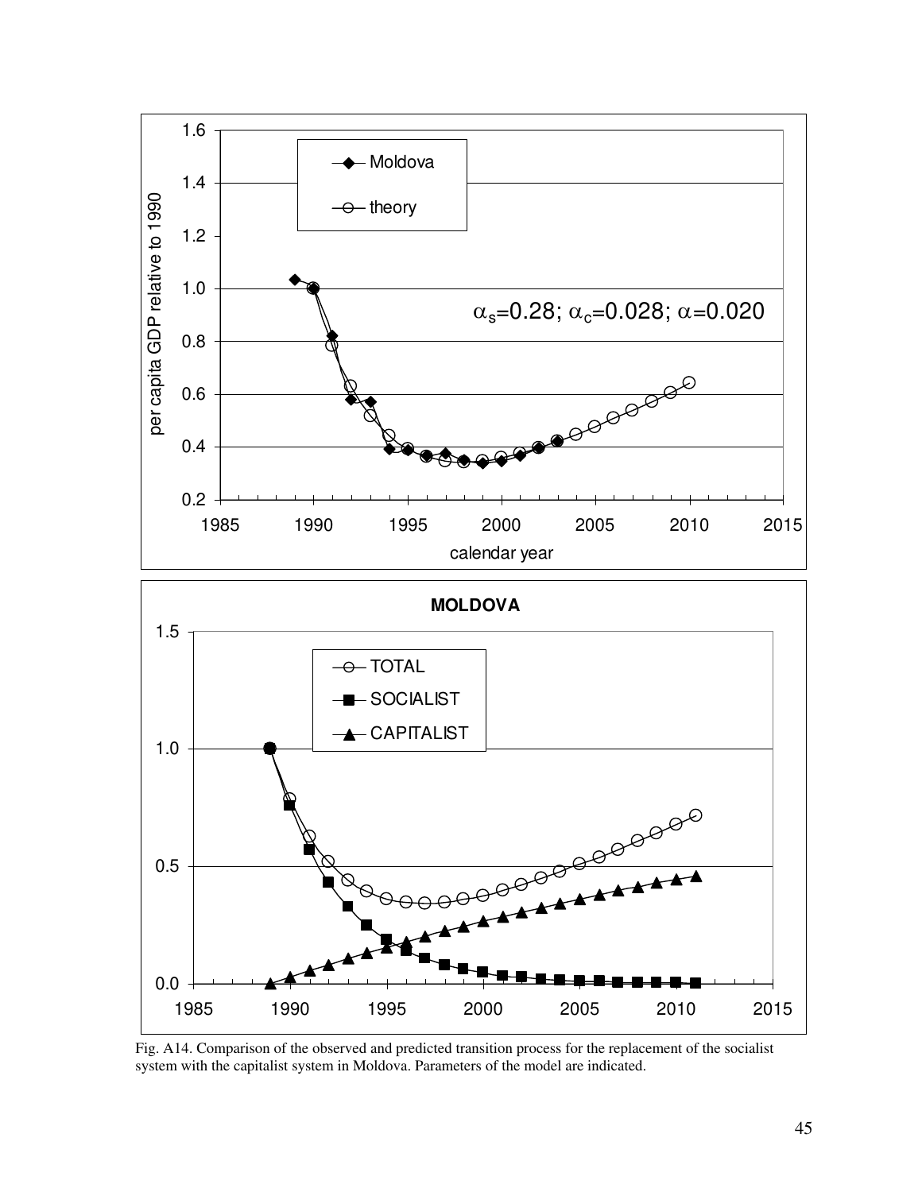Fig. A14. Comparison of the observed and predicted transition process for the replacement of the socialist system with the capitalist system in Moldova. Parameters of the model are indicated.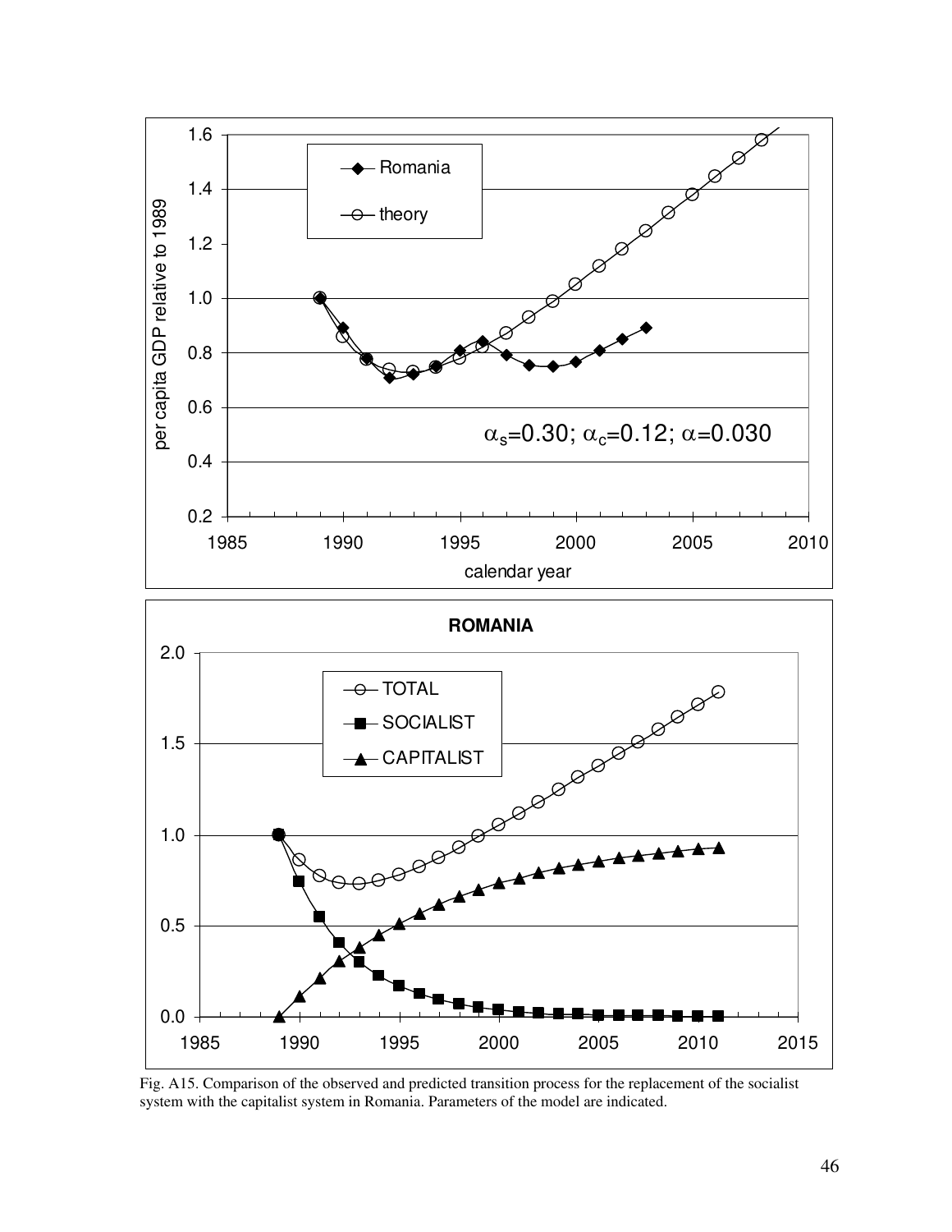Fig. A15. Comparison of the observed and predicted transition process for the replacement of the socialist system with the capitalist system in Romania. Parameters of the model are indicated.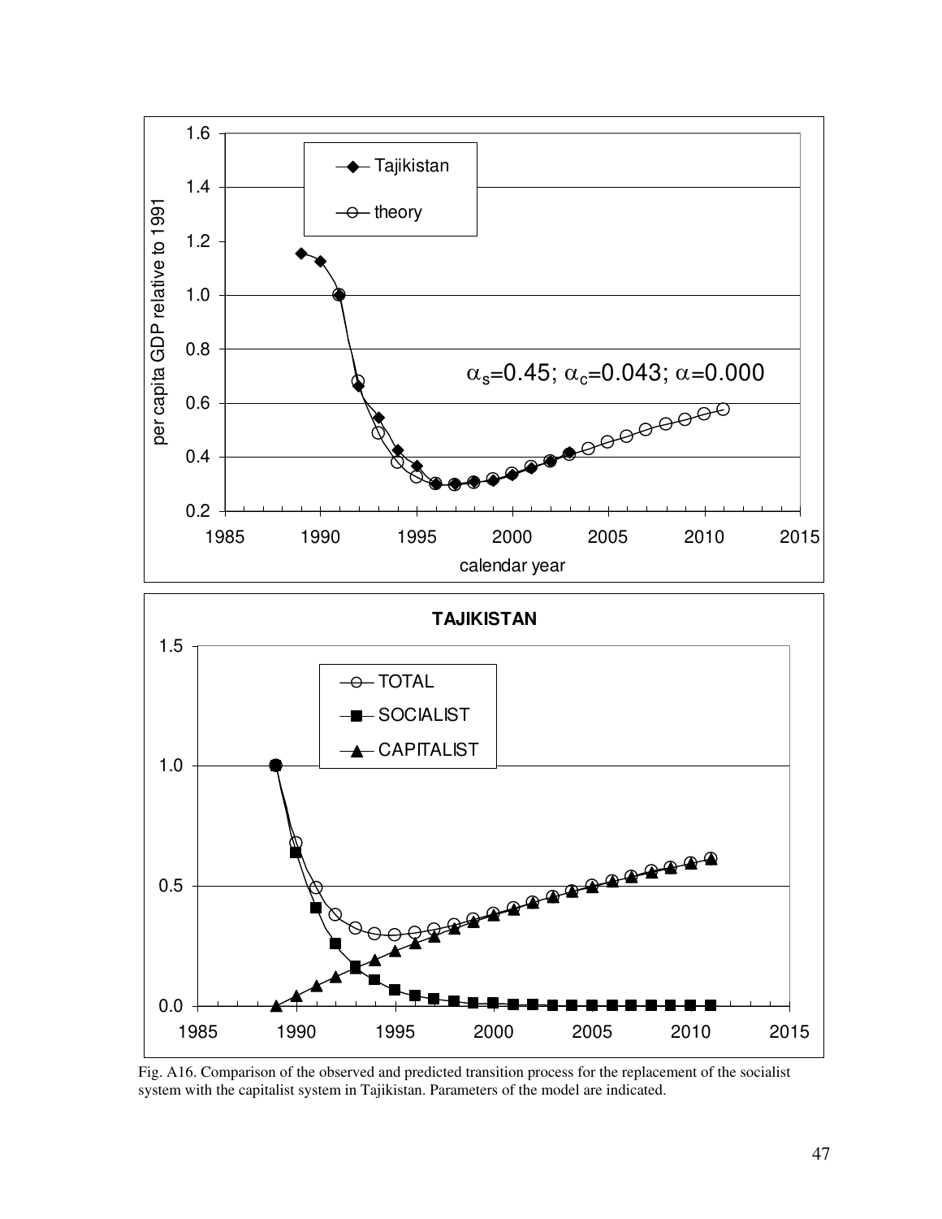Fig. A16. Comparison of the observed and predicted transition process for the replacement of the socialist system with the capitalist system in Tajikistan. Parameters of the model are indicated.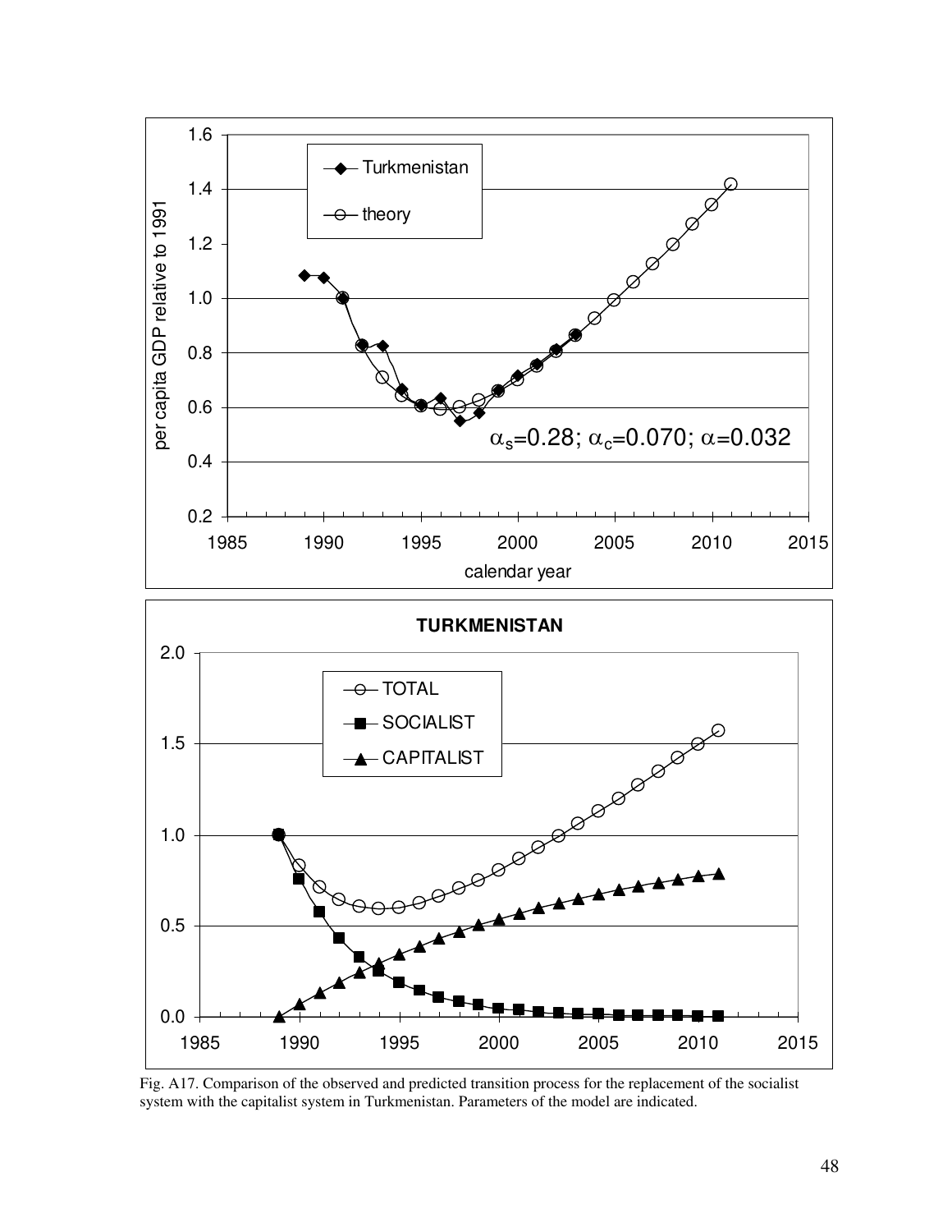Fig. A17. Comparison of the observed and predicted transition process for the replacement of the socialist system with the capitalist system in Turkmenistan. Parameters of the model are indicated.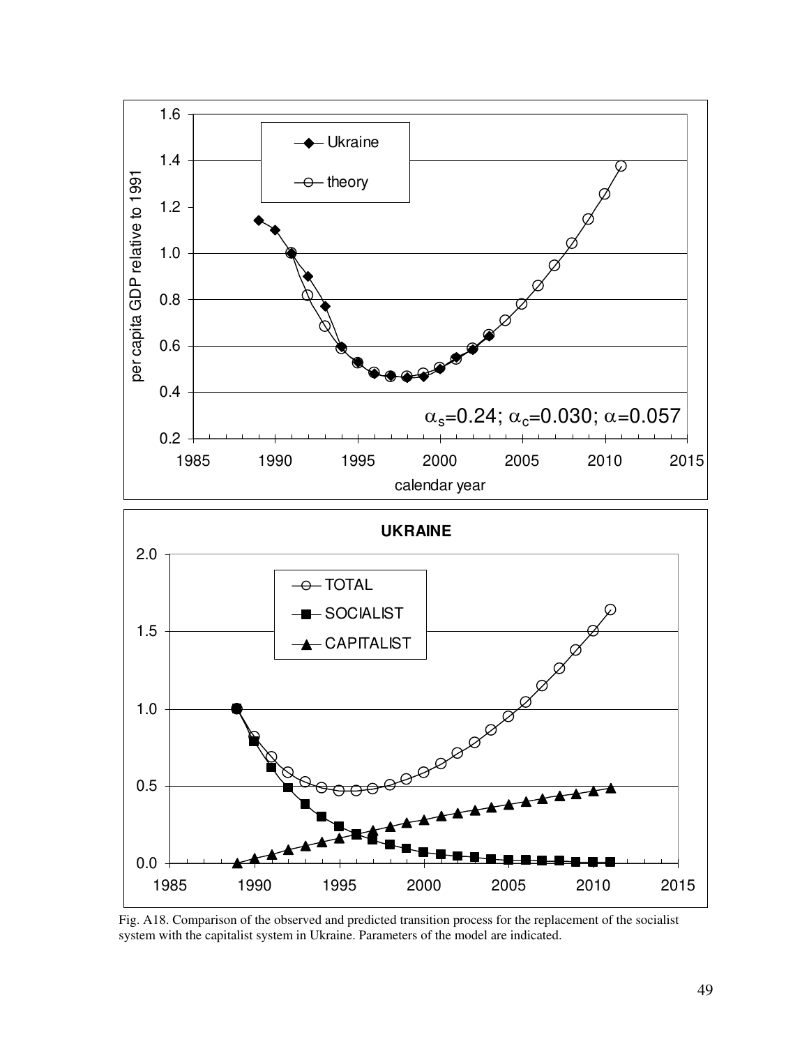Fig. A18. Comparison of the observed and predicted transition process for the replacement of the socialist system with the capitalist system in Ukraine. Parameters of the model are indicated.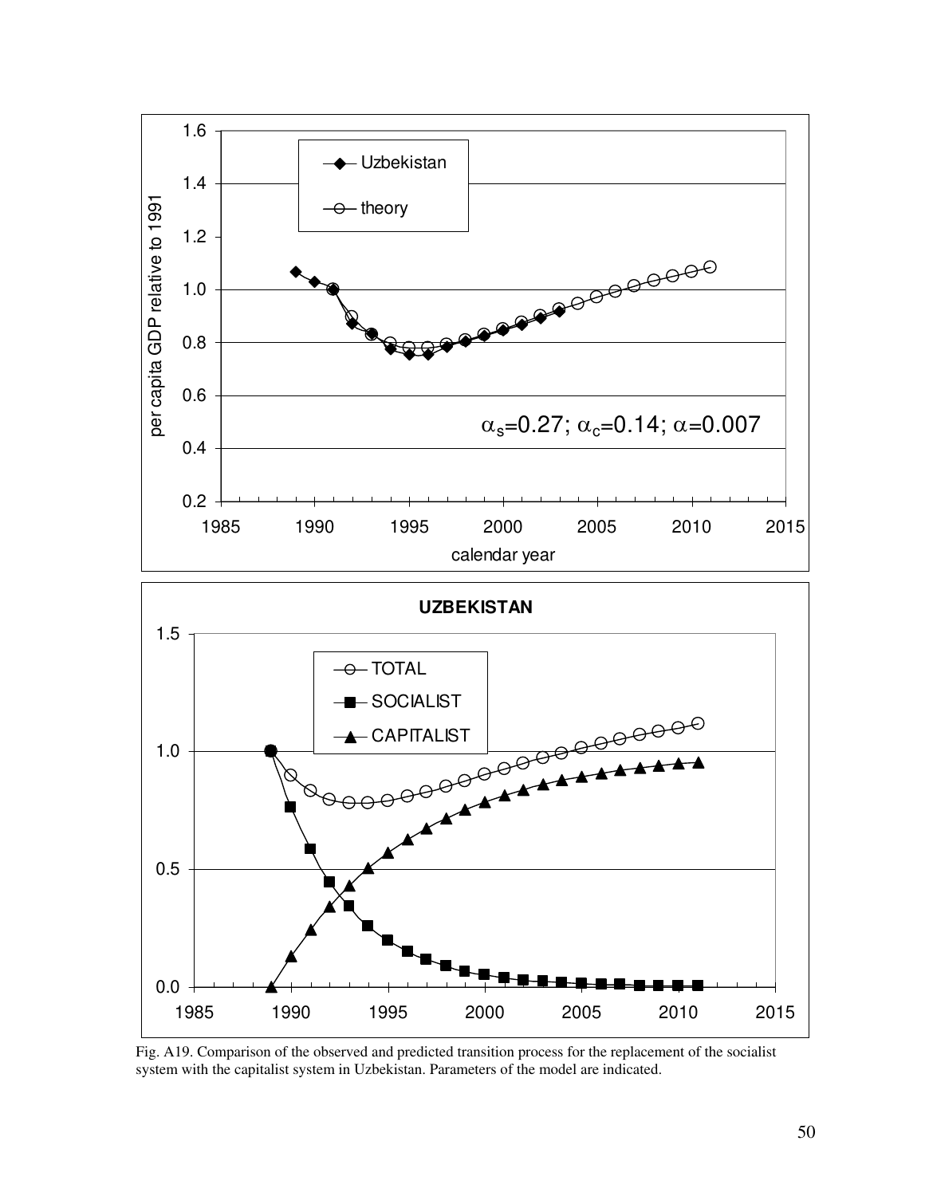Fig. A19. Comparison of the observed and predicted transition process for the replacement of the socialist system with the capitalist system in Uzbekistan. Parameters of the model are indicated.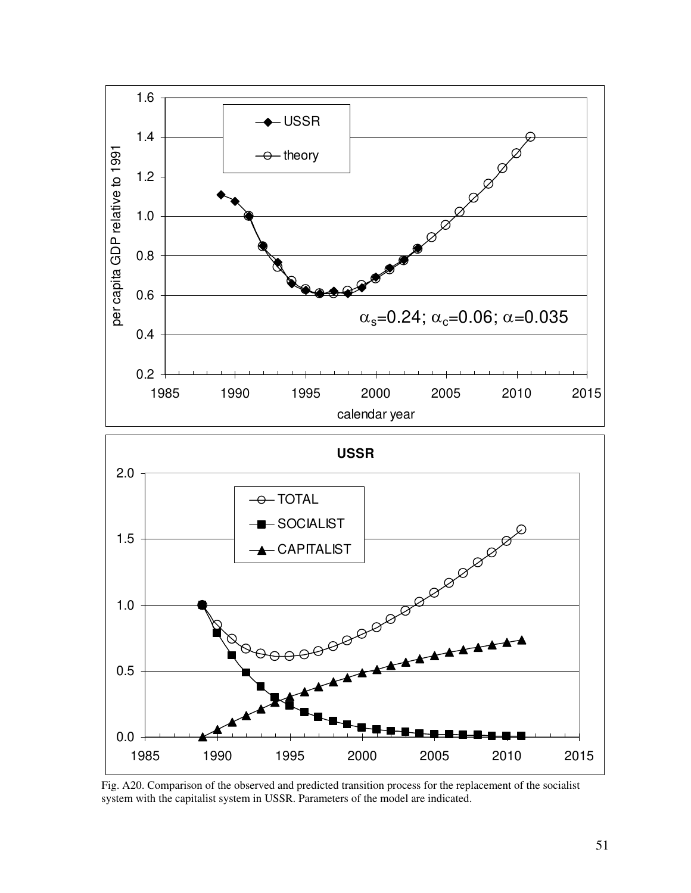1.6
1.4
1.2
1.0
0.8
0.6
0.4
0.2

per capita GDP relative to 1991

USSR

theory

$\alpha_s$=0.24; $\alpha_c$=0.06; $\alpha$=0.035

1985 1990 1995 2000 2005 2010 2015

calendar year

USSR

2.0
1.5
1.0
0.5
0.0

TOTAL

SOCIALIST

CAPITALIST

1985 1990 1995 2000 2005 2010 2015

Fig. A20. Comparison of the observed and predicted transition process for the replacement of the socialist system with the capitalist system in USSR. Parameters of the model are indicated.